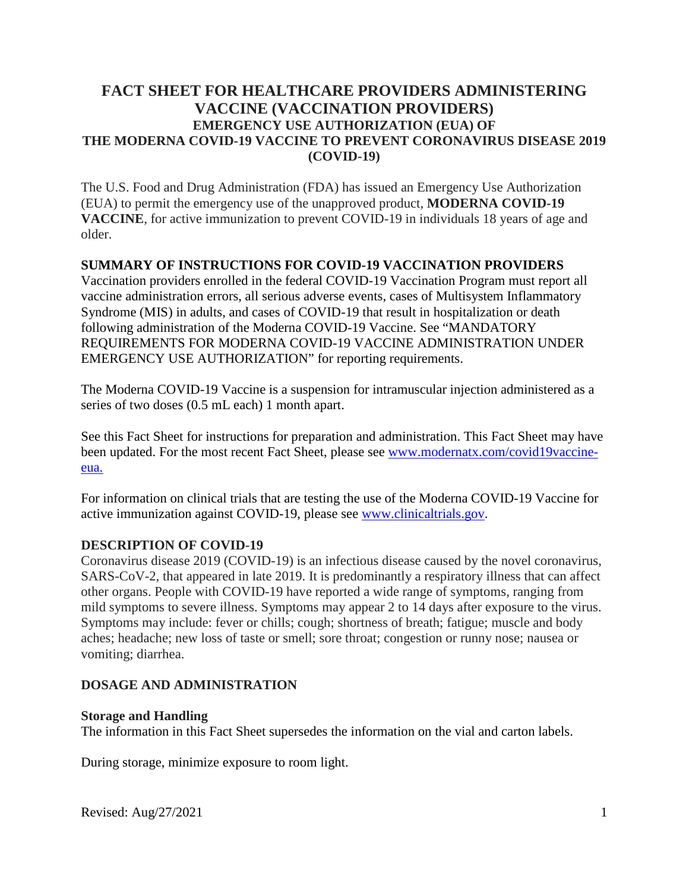# FACT SHEET FOR HEALTHCARE PROVIDERS ADMINISTERING VACCINE (VACCINATION PROVIDERS)

## EMERGENCY USE AUTHORIZATION (EUA) OF THE MODERNA COVID-19 VACCINE TO PREVENT CORONAVIRUS DISEASE 2019 (COVID-19)

The U.S. Food and Drug Administration (FDA) has issued an Emergency Use Authorization (EUA) to permit the emergency use of the unapproved product, **MODERNA COVID-19 VACCINE**, for active immunization to prevent COVID-19 in individuals 18 years of age and older.

### SUMMARY OF INSTRUCTIONS FOR COVID-19 VACCINATION PROVIDERS

Vaccination providers enrolled in the federal COVID-19 Vaccination Program must report all vaccine administration errors, all serious adverse events, cases of Multisystem Inflammatory Syndrome (MIS) in adults, and cases of COVID-19 that result in hospitalization or death following administration of the Moderna COVID-19 Vaccine. See "MANDATORY REQUIREMENTS FOR MODERNA COVID-19 VACCINE ADMINISTRATION UNDER EMERGENCY USE AUTHORIZATION" for reporting requirements.

The Moderna COVID-19 Vaccine is a suspension for intramuscular injection administered as a series of two doses (0.5 mL each) 1 month apart.

See this Fact Sheet for instructions for preparation and administration. This Fact Sheet may have been updated. For the most recent Fact Sheet, please see [www.modernatx.com/covid19vaccine-eua.](www.modernatx.com/covid19vaccine-eua)

For information on clinical trials that are testing the use of the Moderna COVID-19 Vaccine for active immunization against COVID-19, please see [www.clinicaltrials.gov](www.clinicaltrials.gov).

### DESCRIPTION OF COVID-19

Coronavirus disease 2019 (COVID-19) is an infectious disease caused by the novel coronavirus, SARS-CoV-2, that appeared in late 2019. It is predominantly a respiratory illness that can affect other organs. People with COVID-19 have reported a wide range of symptoms, ranging from mild symptoms to severe illness. Symptoms may appear 2 to 14 days after exposure to the virus. Symptoms may include: fever or chills; cough; shortness of breath; fatigue; muscle and body aches; headache; new loss of taste or smell; sore throat; congestion or runny nose; nausea or vomiting; diarrhea.

### DOSAGE AND ADMINISTRATION

#### Storage and Handling

The information in this Fact Sheet supersedes the information on the vial and carton labels.

During storage, minimize exposure to room light.

Revised: Aug/27/2021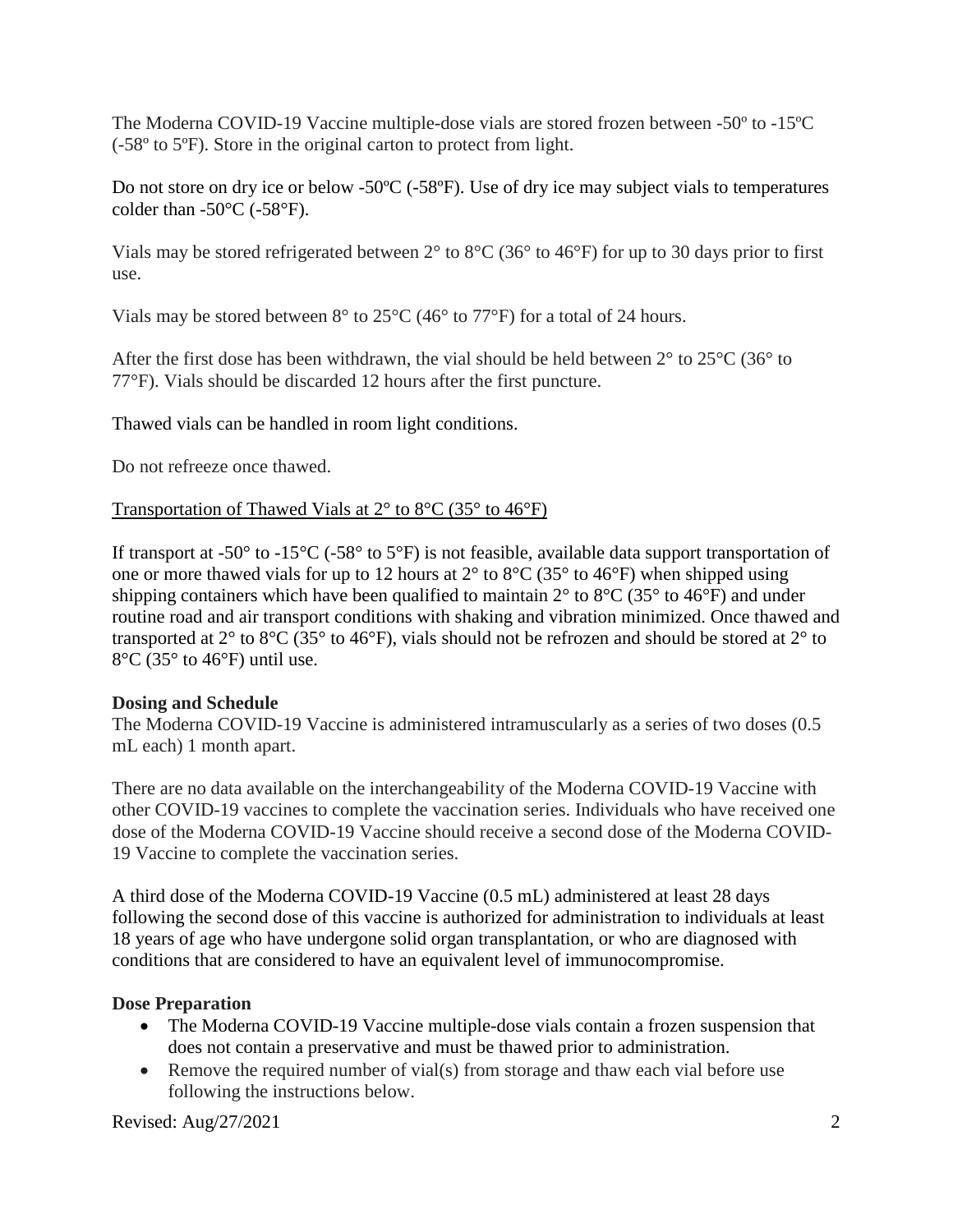The Moderna COVID-19 Vaccine multiple-dose vials are stored frozen between -50º to -15ºC (-58º to 5ºF). Store in the original carton to protect from light.

Do not store on dry ice or below -50ºC (-58ºF). Use of dry ice may subject vials to temperatures colder than -50°C (-58°F).

Vials may be stored refrigerated between 2° to 8°C (36° to 46°F) for up to 30 days prior to first use.

Vials may be stored between 8° to 25°C (46° to 77°F) for a total of 24 hours.

After the first dose has been withdrawn, the vial should be held between 2° to 25°C (36° to 77°F). Vials should be discarded 12 hours after the first puncture.

Thawed vials can be handled in room light conditions.

Do not refreeze once thawed.

Transportation of Thawed Vials at 2° to 8°C (35° to 46°F)

If transport at -50° to -15°C (-58° to 5°F) is not feasible, available data support transportation of one or more thawed vials for up to 12 hours at 2° to 8°C (35° to 46°F) when shipped using shipping containers which have been qualified to maintain 2° to 8°C (35° to 46°F) and under routine road and air transport conditions with shaking and vibration minimized. Once thawed and transported at 2° to 8°C (35° to 46°F), vials should not be refrozen and should be stored at 2° to 8°C (35° to 46°F) until use.

**Dosing and Schedule**

The Moderna COVID-19 Vaccine is administered intramuscularly as a series of two doses (0.5 mL each) 1 month apart.

There are no data available on the interchangeability of the Moderna COVID-19 Vaccine with other COVID-19 vaccines to complete the vaccination series. Individuals who have received one dose of the Moderna COVID-19 Vaccine should receive a second dose of the Moderna COVID-19 Vaccine to complete the vaccination series.

A third dose of the Moderna COVID-19 Vaccine (0.5 mL) administered at least 28 days following the second dose of this vaccine is authorized for administration to individuals at least 18 years of age who have undergone solid organ transplantation, or who are diagnosed with conditions that are considered to have an equivalent level of immunocompromise.

**Dose Preparation**

- The Moderna COVID-19 Vaccine multiple-dose vials contain a frozen suspension that does not contain a preservative and must be thawed prior to administration.
- Remove the required number of vial(s) from storage and thaw each vial before use following the instructions below.

Revised: Aug/27/2021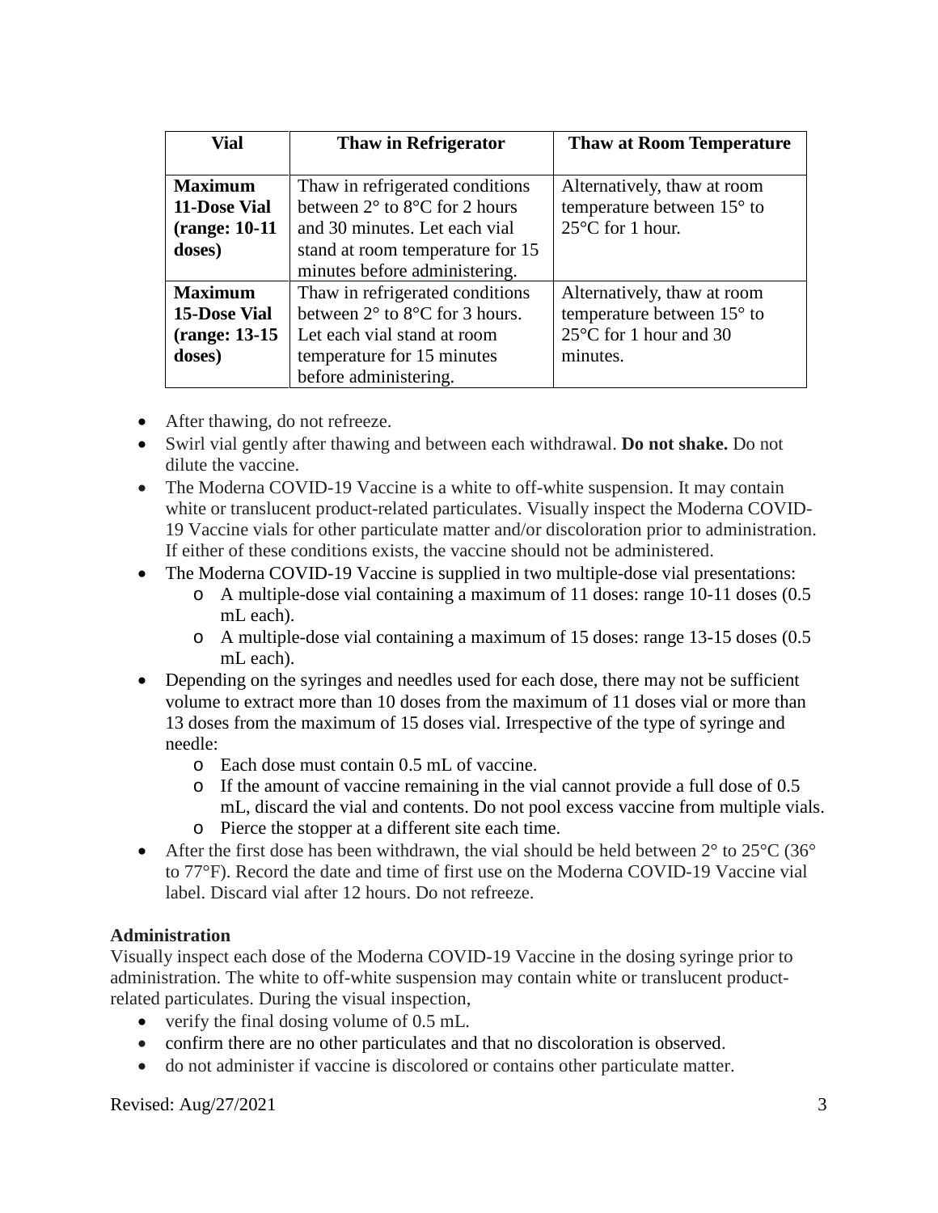| Vial | Thaw in Refrigerator | Thaw at Room Temperature |
| --- | --- | --- |
| **Maximum 11-Dose Vial (range: 10-11 doses)** | Thaw in refrigerated conditions between 2° to 8°C for 2 hours and 30 minutes. Let each vial stand at room temperature for 15 minutes before administering. | Alternatively, thaw at room temperature between 15° to 25°C for 1 hour. |
| **Maximum 15-Dose Vial (range: 13-15 doses)** | Thaw in refrigerated conditions between 2° to 8°C for 3 hours. Let each vial stand at room temperature for 15 minutes before administering. | Alternatively, thaw at room temperature between 15° to 25°C for 1 hour and 30 minutes. |

- After thawing, do not refreeze.
- Swirl vial gently after thawing and between each withdrawal. **Do not shake.** Do not dilute the vaccine.
- The Moderna COVID-19 Vaccine is a white to off-white suspension. It may contain white or translucent product-related particulates. Visually inspect the Moderna COVID-19 Vaccine vials for other particulate matter and/or discoloration prior to administration. If either of these conditions exists, the vaccine should not be administered.
- The Moderna COVID-19 Vaccine is supplied in two multiple-dose vial presentations:
    - A multiple-dose vial containing a maximum of 11 doses: range 10-11 doses (0.5 mL each).
    - A multiple-dose vial containing a maximum of 15 doses: range 13-15 doses (0.5 mL each).
- Depending on the syringes and needles used for each dose, there may not be sufficient volume to extract more than 10 doses from the maximum of 11 doses vial or more than 13 doses from the maximum of 15 doses vial. Irrespective of the type of syringe and needle:
    - Each dose must contain 0.5 mL of vaccine.
    - If the amount of vaccine remaining in the vial cannot provide a full dose of 0.5 mL, discard the vial and contents. Do not pool excess vaccine from multiple vials.
    - Pierce the stopper at a different site each time.
- After the first dose has been withdrawn, the vial should be held between 2° to 25°C (36° to 77°F). Record the date and time of first use on the Moderna COVID-19 Vaccine vial label. Discard vial after 12 hours. Do not refreeze.

**Administration**

Visually inspect each dose of the Moderna COVID-19 Vaccine in the dosing syringe prior to administration. The white to off-white suspension may contain white or translucent product-related particulates. During the visual inspection,

- verify the final dosing volume of 0.5 mL.
- confirm there are no other particulates and that no discoloration is observed.
- do not administer if vaccine is discolored or contains other particulate matter.

Revised: Aug/27/2021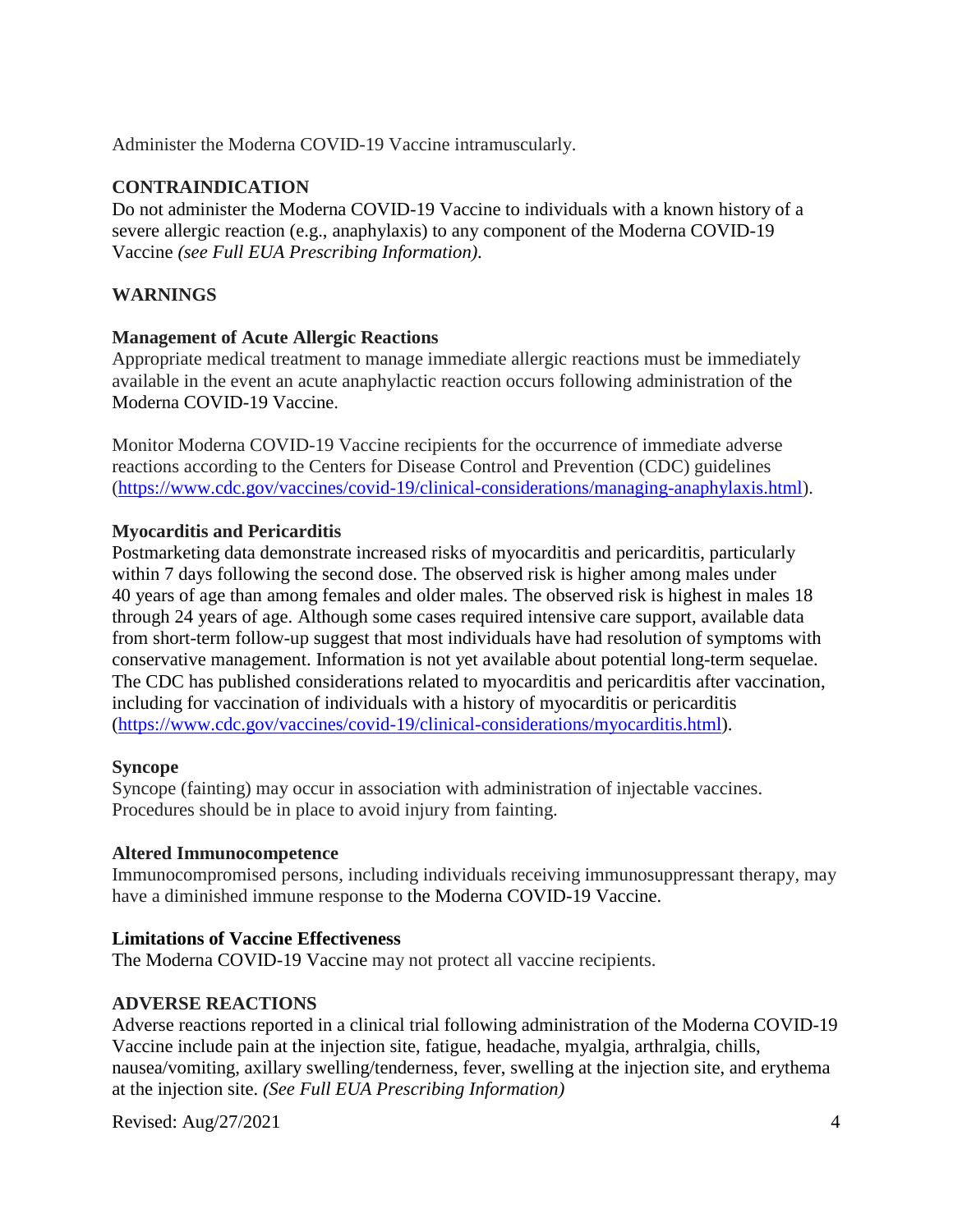Administer the Moderna COVID-19 Vaccine intramuscularly.

## CONTRAINDICATION

Do not administer the Moderna COVID-19 Vaccine to individuals with a known history of a severe allergic reaction (e.g., anaphylaxis) to any component of the Moderna COVID-19 Vaccine *(see Full EUA Prescribing Information)*.

## WARNINGS

### Management of Acute Allergic Reactions

Appropriate medical treatment to manage immediate allergic reactions must be immediately available in the event an acute anaphylactic reaction occurs following administration of the Moderna COVID-19 Vaccine.

Monitor Moderna COVID-19 Vaccine recipients for the occurrence of immediate adverse reactions according to the Centers for Disease Control and Prevention (CDC) guidelines (https://www.cdc.gov/vaccines/covid-19/clinical-considerations/managing-anaphylaxis.html).

### Myocarditis and Pericarditis

Postmarketing data demonstrate increased risks of myocarditis and pericarditis, particularly within 7 days following the second dose. The observed risk is higher among males under 40 years of age than among females and older males. The observed risk is highest in males 18 through 24 years of age. Although some cases required intensive care support, available data from short-term follow-up suggest that most individuals have had resolution of symptoms with conservative management. Information is not yet available about potential long-term sequelae. The CDC has published considerations related to myocarditis and pericarditis after vaccination, including for vaccination of individuals with a history of myocarditis or pericarditis (https://www.cdc.gov/vaccines/covid-19/clinical-considerations/myocarditis.html).

### Syncope

Syncope (fainting) may occur in association with administration of injectable vaccines. Procedures should be in place to avoid injury from fainting.

### Altered Immunocompetence

Immunocompromised persons, including individuals receiving immunosuppressant therapy, may have a diminished immune response to the Moderna COVID-19 Vaccine.

### Limitations of Vaccine Effectiveness

The Moderna COVID-19 Vaccine may not protect all vaccine recipients.

## ADVERSE REACTIONS

Adverse reactions reported in a clinical trial following administration of the Moderna COVID-19 Vaccine include pain at the injection site, fatigue, headache, myalgia, arthralgia, chills, nausea/vomiting, axillary swelling/tenderness, fever, swelling at the injection site, and erythema at the injection site. *(See Full EUA Prescribing Information)*

Revised: Aug/27/2021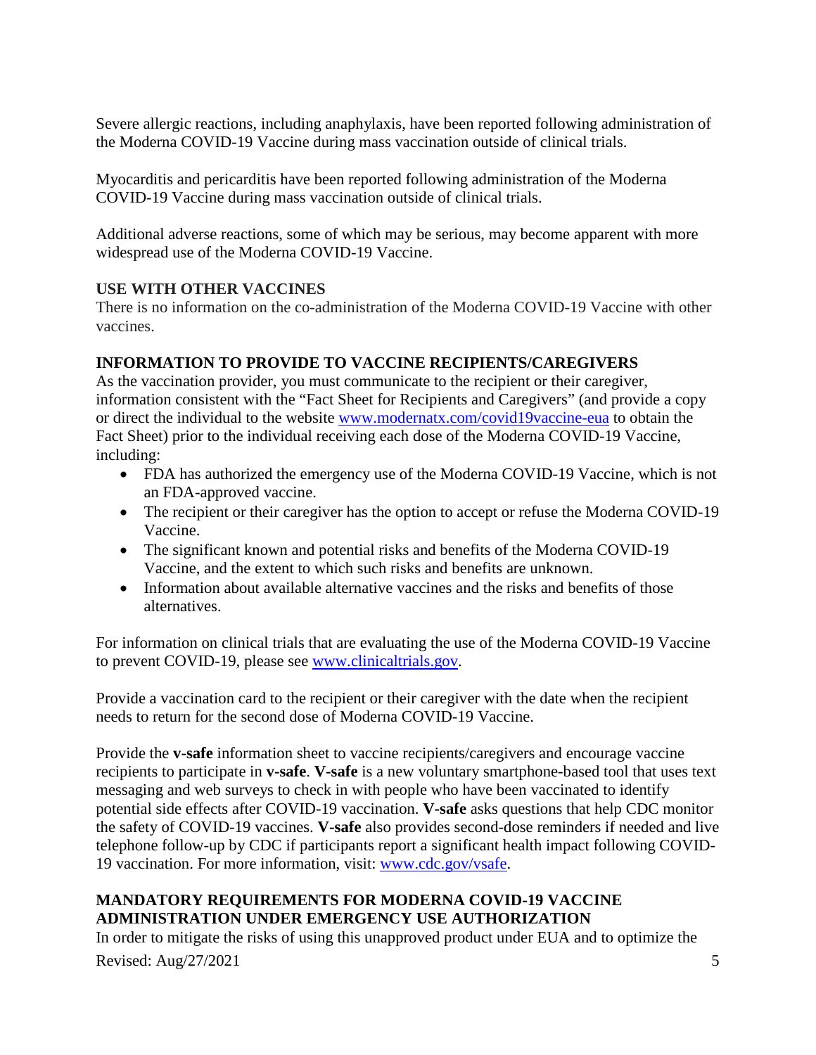Severe allergic reactions, including anaphylaxis, have been reported following administration of the Moderna COVID-19 Vaccine during mass vaccination outside of clinical trials.

Myocarditis and pericarditis have been reported following administration of the Moderna COVID-19 Vaccine during mass vaccination outside of clinical trials.

Additional adverse reactions, some of which may be serious, may become apparent with more widespread use of the Moderna COVID-19 Vaccine.

## USE WITH OTHER VACCINES

There is no information on the co-administration of the Moderna COVID-19 Vaccine with other vaccines.

## INFORMATION TO PROVIDE TO VACCINE RECIPIENTS/CAREGIVERS

As the vaccination provider, you must communicate to the recipient or their caregiver, information consistent with the "Fact Sheet for Recipients and Caregivers" (and provide a copy or direct the individual to the website [www.modernatx.com/covid19vaccine-eua](www.modernatx.com/covid19vaccine-eua) to obtain the Fact Sheet) prior to the individual receiving each dose of the Moderna COVID-19 Vaccine, including:

- FDA has authorized the emergency use of the Moderna COVID-19 Vaccine, which is not an FDA-approved vaccine.
- The recipient or their caregiver has the option to accept or refuse the Moderna COVID-19 Vaccine.
- The significant known and potential risks and benefits of the Moderna COVID-19 Vaccine, and the extent to which such risks and benefits are unknown.
- Information about available alternative vaccines and the risks and benefits of those alternatives.

For information on clinical trials that are evaluating the use of the Moderna COVID-19 Vaccine to prevent COVID-19, please see [www.clinicaltrials.gov](www.clinicaltrials.gov).

Provide a vaccination card to the recipient or their caregiver with the date when the recipient needs to return for the second dose of Moderna COVID-19 Vaccine.

Provide the **v-safe** information sheet to vaccine recipients/caregivers and encourage vaccine recipients to participate in **v-safe**. **V-safe** is a new voluntary smartphone-based tool that uses text messaging and web surveys to check in with people who have been vaccinated to identify potential side effects after COVID-19 vaccination. **V-safe** asks questions that help CDC monitor the safety of COVID-19 vaccines. **V-safe** also provides second-dose reminders if needed and live telephone follow-up by CDC if participants report a significant health impact following COVID-19 vaccination. For more information, visit: [www.cdc.gov/vsafe](www.cdc.gov/vsafe).

## MANDATORY REQUIREMENTS FOR MODERNA COVID-19 VACCINE ADMINISTRATION UNDER EMERGENCY USE AUTHORIZATION

In order to mitigate the risks of using this unapproved product under EUA and to optimize the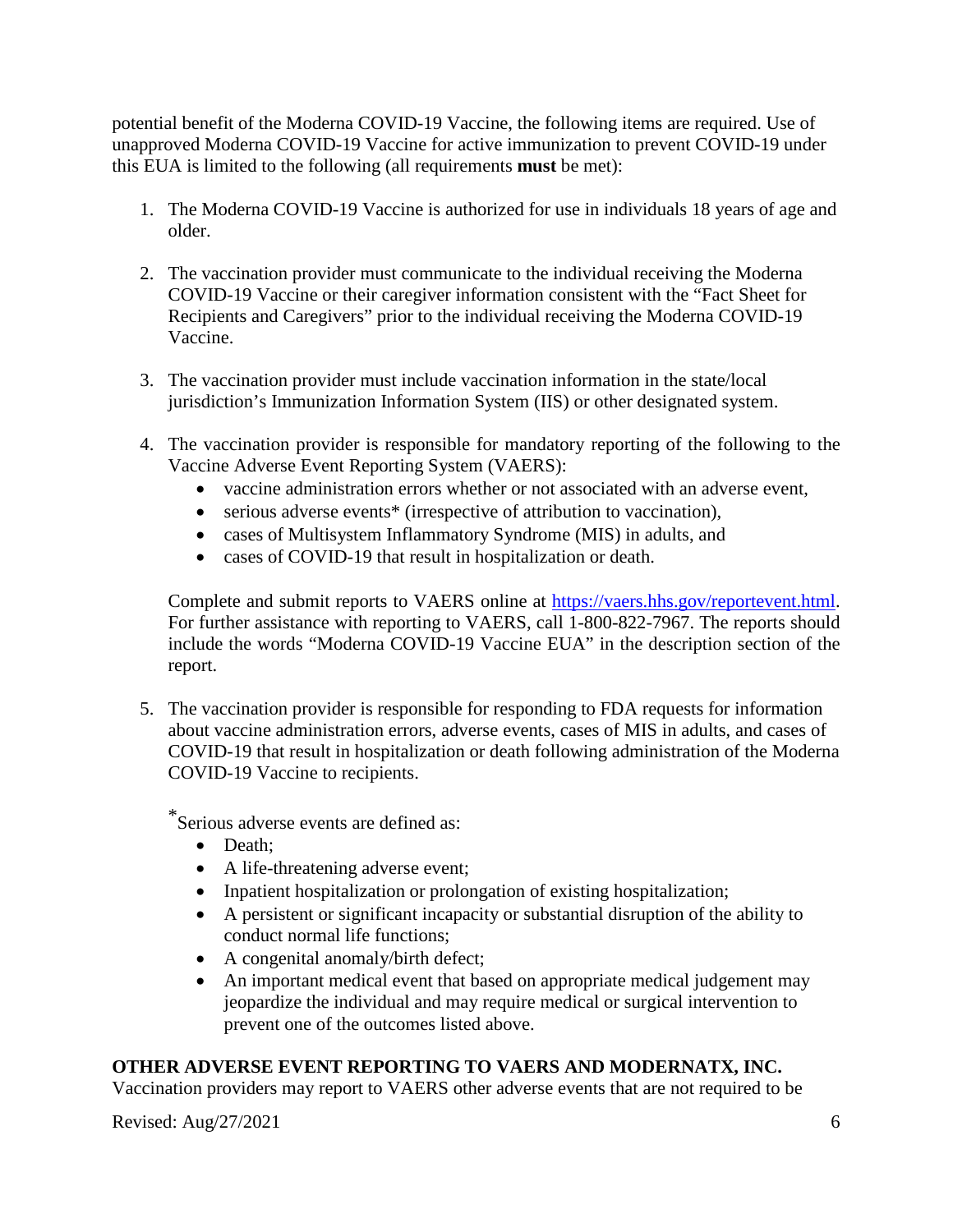potential benefit of the Moderna COVID-19 Vaccine, the following items are required. Use of unapproved Moderna COVID-19 Vaccine for active immunization to prevent COVID-19 under this EUA is limited to the following (all requirements **must** be met):

1. The Moderna COVID-19 Vaccine is authorized for use in individuals 18 years of age and older.

2. The vaccination provider must communicate to the individual receiving the Moderna COVID-19 Vaccine or their caregiver information consistent with the "Fact Sheet for Recipients and Caregivers" prior to the individual receiving the Moderna COVID-19 Vaccine.

3. The vaccination provider must include vaccination information in the state/local jurisdiction's Immunization Information System (IIS) or other designated system.

4. The vaccination provider is responsible for mandatory reporting of the following to the Vaccine Adverse Event Reporting System (VAERS):
   - vaccine administration errors whether or not associated with an adverse event,
   - serious adverse events* (irrespective of attribution to vaccination),
   - cases of Multisystem Inflammatory Syndrome (MIS) in adults, and
   - cases of COVID-19 that result in hospitalization or death.

   Complete and submit reports to VAERS online at https://vaers.hhs.gov/reportevent.html. For further assistance with reporting to VAERS, call 1-800-822-7967. The reports should include the words "Moderna COVID-19 Vaccine EUA" in the description section of the report.

5. The vaccination provider is responsible for responding to FDA requests for information about vaccine administration errors, adverse events, cases of MIS in adults, and cases of COVID-19 that result in hospitalization or death following administration of the Moderna COVID-19 Vaccine to recipients.

   *Serious adverse events are defined as:
   - Death;
   - A life-threatening adverse event;
   - Inpatient hospitalization or prolongation of existing hospitalization;
   - A persistent or significant incapacity or substantial disruption of the ability to conduct normal life functions;
   - A congenital anomaly/birth defect;
   - An important medical event that based on appropriate medical judgement may jeopardize the individual and may require medical or surgical intervention to prevent one of the outcomes listed above.

## OTHER ADVERSE EVENT REPORTING TO VAERS AND MODERNATX, INC.

Vaccination providers may report to VAERS other adverse events that are not required to be

Revised: Aug/27/2021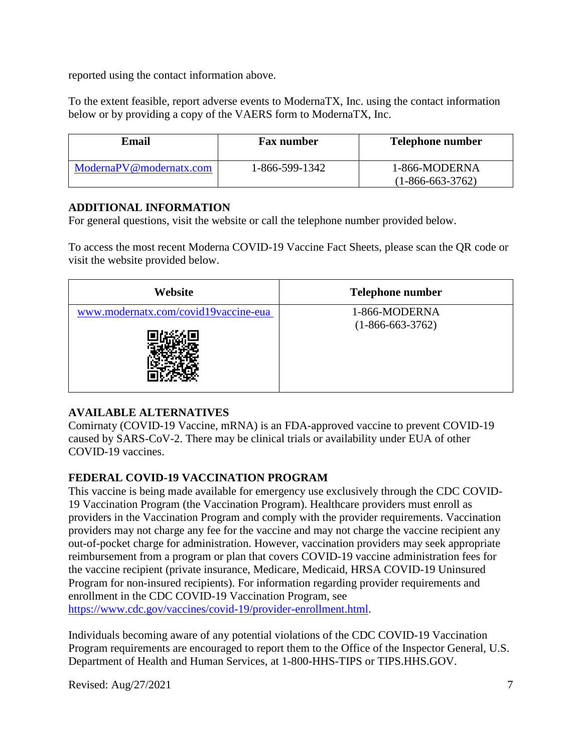reported using the contact information above.

To the extent feasible, report adverse events to ModernaTX, Inc. using the contact information below or by providing a copy of the VAERS form to ModernaTX, Inc.

| Email | Fax number | Telephone number |
|---|---|---|
| ModernaPV@modernatx.com | 1-866-599-1342 | 1-866-MODERNA (1-866-663-3762) |

## ADDITIONAL INFORMATION

For general questions, visit the website or call the telephone number provided below.

To access the most recent Moderna COVID-19 Vaccine Fact Sheets, please scan the QR code or visit the website provided below.

| Website | Telephone number |
|---|---|
| www.modernatx.com/covid19vaccine-eua | 1-866-MODERNA (1-866-663-3762) |

## AVAILABLE ALTERNATIVES

Comirnaty (COVID-19 Vaccine, mRNA) is an FDA-approved vaccine to prevent COVID-19 caused by SARS-CoV-2. There may be clinical trials or availability under EUA of other COVID-19 vaccines.

## FEDERAL COVID-19 VACCINATION PROGRAM

This vaccine is being made available for emergency use exclusively through the CDC COVID-19 Vaccination Program (the Vaccination Program). Healthcare providers must enroll as providers in the Vaccination Program and comply with the provider requirements. Vaccination providers may not charge any fee for the vaccine and may not charge the vaccine recipient any out-of-pocket charge for administration. However, vaccination providers may seek appropriate reimbursement from a program or plan that covers COVID-19 vaccine administration fees for the vaccine recipient (private insurance, Medicare, Medicaid, HRSA COVID-19 Uninsured Program for non-insured recipients). For information regarding provider requirements and enrollment in the CDC COVID-19 Vaccination Program, see https://www.cdc.gov/vaccines/covid-19/provider-enrollment.html.

Individuals becoming aware of any potential violations of the CDC COVID-19 Vaccination Program requirements are encouraged to report them to the Office of the Inspector General, U.S. Department of Health and Human Services, at 1-800-HHS-TIPS or TIPS.HHS.GOV.

Revised: Aug/27/2021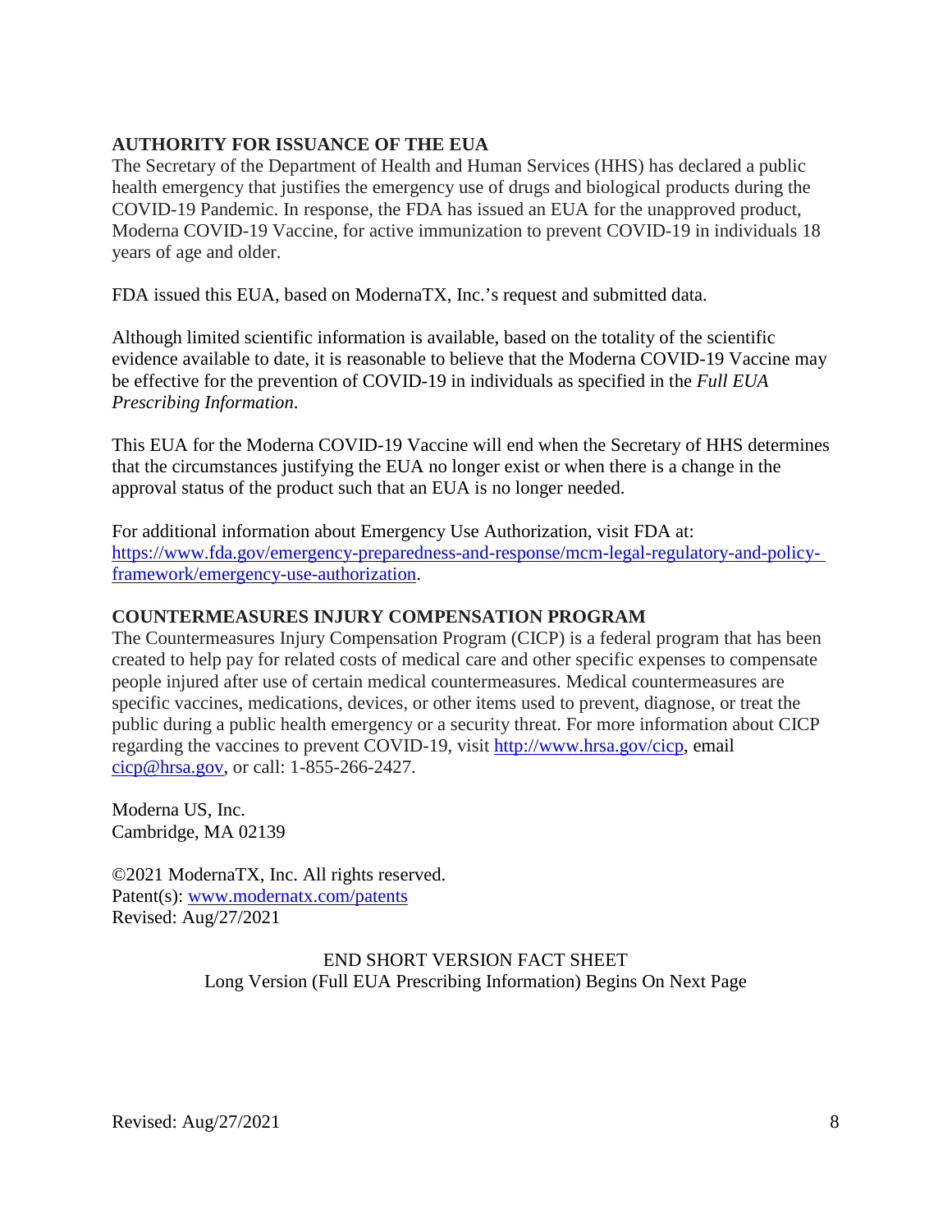## AUTHORITY FOR ISSUANCE OF THE EUA

The Secretary of the Department of Health and Human Services (HHS) has declared a public health emergency that justifies the emergency use of drugs and biological products during the COVID-19 Pandemic. In response, the FDA has issued an EUA for the unapproved product, Moderna COVID-19 Vaccine, for active immunization to prevent COVID-19 in individuals 18 years of age and older.

FDA issued this EUA, based on ModernaTX, Inc.'s request and submitted data.

Although limited scientific information is available, based on the totality of the scientific evidence available to date, it is reasonable to believe that the Moderna COVID-19 Vaccine may be effective for the prevention of COVID-19 in individuals as specified in the *Full EUA Prescribing Information*.

This EUA for the Moderna COVID-19 Vaccine will end when the Secretary of HHS determines that the circumstances justifying the EUA no longer exist or when there is a change in the approval status of the product such that an EUA is no longer needed.

For additional information about Emergency Use Authorization, visit FDA at: https://www.fda.gov/emergency-preparedness-and-response/mcm-legal-regulatory-and-policy-framework/emergency-use-authorization.

## COUNTERMEASURES INJURY COMPENSATION PROGRAM

The Countermeasures Injury Compensation Program (CICP) is a federal program that has been created to help pay for related costs of medical care and other specific expenses to compensate people injured after use of certain medical countermeasures. Medical countermeasures are specific vaccines, medications, devices, or other items used to prevent, diagnose, or treat the public during a public health emergency or a security threat. For more information about CICP regarding the vaccines to prevent COVID-19, visit http://www.hrsa.gov/cicp, email cicp@hrsa.gov, or call: 1-855-266-2427.

Moderna US, Inc.
Cambridge, MA 02139

©2021 ModernaTX, Inc. All rights reserved.
Patent(s): www.modernatx.com/patents
Revised: Aug/27/2021

END SHORT VERSION FACT SHEET
Long Version (Full EUA Prescribing Information) Begins On Next Page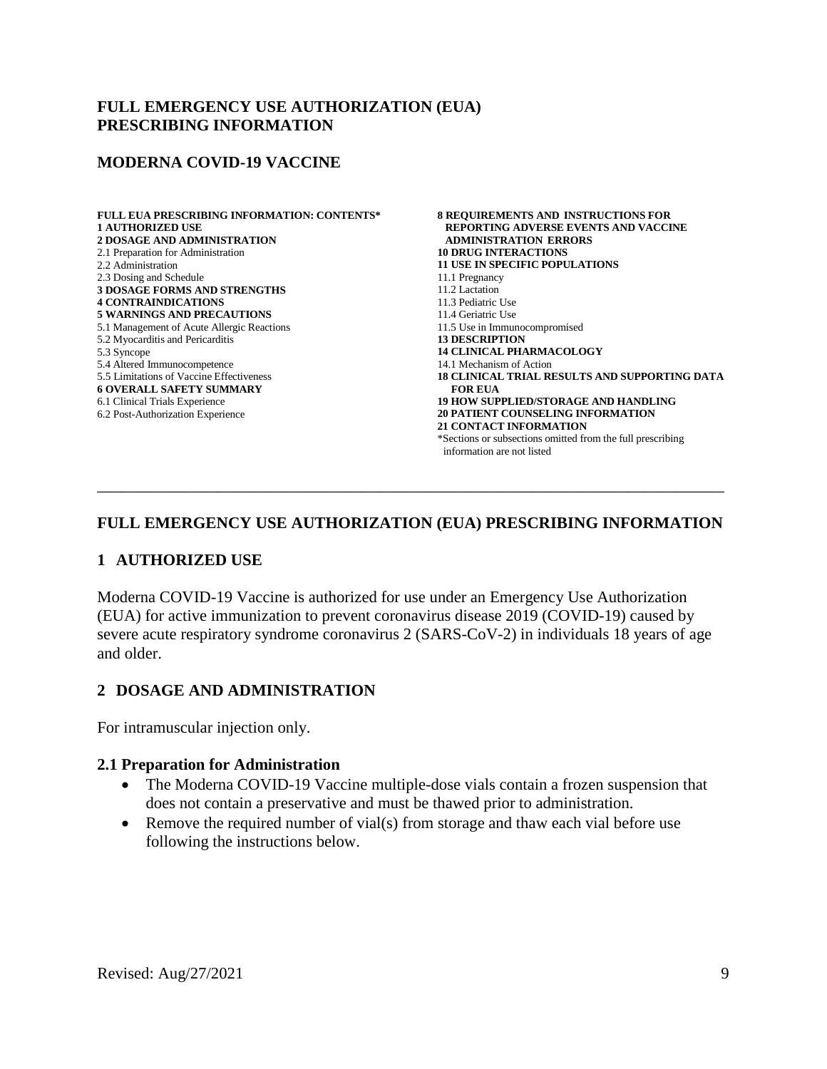# FULL EMERGENCY USE AUTHORIZATION (EUA) PRESCRIBING INFORMATION

## MODERNA COVID-19 VACCINE

**FULL EUA PRESCRIBING INFORMATION: CONTENTS***

**1 AUTHORIZED USE**

**2 DOSAGE AND ADMINISTRATION**

2.1 Preparation for Administration

2.2 Administration

2.3 Dosing and Schedule

**3 DOSAGE FORMS AND STRENGTHS**

**4 CONTRAINDICATIONS**

**5 WARNINGS AND PRECAUTIONS**

5.1 Management of Acute Allergic Reactions

5.2 Myocarditis and Pericarditis

5.3 Syncope

5.4 Altered Immunocompetence

5.5 Limitations of Vaccine Effectiveness

**6 OVERALL SAFETY SUMMARY**

6.1 Clinical Trials Experience

6.2 Post-Authorization Experience

**8 REQUIREMENTS AND INSTRUCTIONS FOR REPORTING ADVERSE EVENTS AND VACCINE ADMINISTRATION ERRORS**

**10 DRUG INTERACTIONS**

**11 USE IN SPECIFIC POPULATIONS**

11.1 Pregnancy

11.2 Lactation

11.3 Pediatric Use

11.4 Geriatric Use

11.5 Use in Immunocompromised

**13 DESCRIPTION**

**14 CLINICAL PHARMACOLOGY**

14.1 Mechanism of Action

**18 CLINICAL TRIAL RESULTS AND SUPPORTING DATA FOR EUA**

**19 HOW SUPPLIED/STORAGE AND HANDLING**

**20 PATIENT COUNSELING INFORMATION**

**21 CONTACT INFORMATION**

*Sections or subsections omitted from the full prescribing information are not listed

---

# FULL EMERGENCY USE AUTHORIZATION (EUA) PRESCRIBING INFORMATION

## 1 AUTHORIZED USE

Moderna COVID-19 Vaccine is authorized for use under an Emergency Use Authorization (EUA) for active immunization to prevent coronavirus disease 2019 (COVID-19) caused by severe acute respiratory syndrome coronavirus 2 (SARS-CoV-2) in individuals 18 years of age and older.

## 2 DOSAGE AND ADMINISTRATION

For intramuscular injection only.

### 2.1 Preparation for Administration

- The Moderna COVID-19 Vaccine multiple-dose vials contain a frozen suspension that does not contain a preservative and must be thawed prior to administration.
- Remove the required number of vial(s) from storage and thaw each vial before use following the instructions below.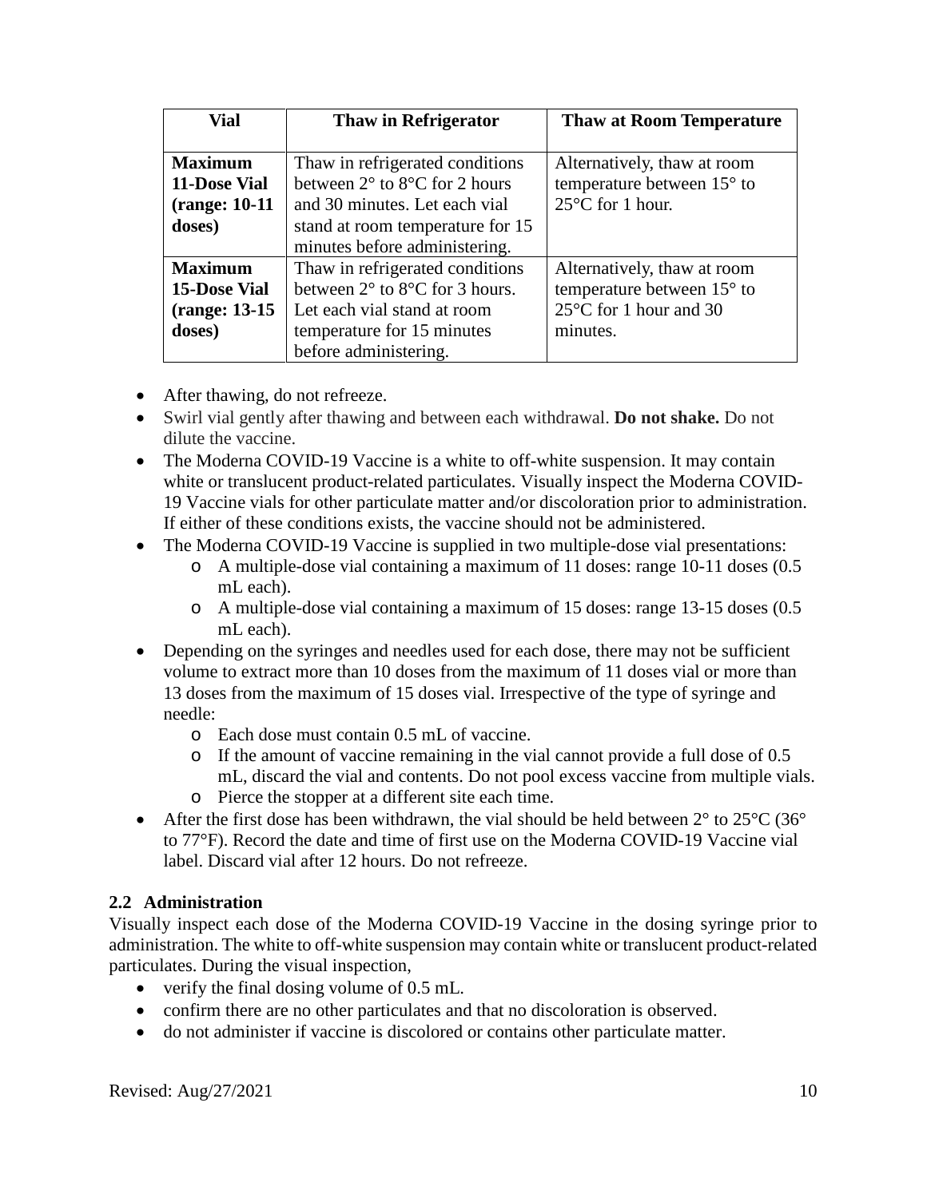| Vial | Thaw in Refrigerator | Thaw at Room Temperature |
|---|---|---|
| **Maximum 11-Dose Vial (range: 10-11 doses)** | Thaw in refrigerated conditions between 2° to 8°C for 2 hours and 30 minutes. Let each vial stand at room temperature for 15 minutes before administering. | Alternatively, thaw at room temperature between 15° to 25°C for 1 hour. |
| **Maximum 15-Dose Vial (range: 13-15 doses)** | Thaw in refrigerated conditions between 2° to 8°C for 3 hours. Let each vial stand at room temperature for 15 minutes before administering. | Alternatively, thaw at room temperature between 15° to 25°C for 1 hour and 30 minutes. |

- After thawing, do not refreeze.
- Swirl vial gently after thawing and between each withdrawal. **Do not shake.** Do not dilute the vaccine.
- The Moderna COVID-19 Vaccine is a white to off-white suspension. It may contain white or translucent product-related particulates. Visually inspect the Moderna COVID-19 Vaccine vials for other particulate matter and/or discoloration prior to administration. If either of these conditions exists, the vaccine should not be administered.
- The Moderna COVID-19 Vaccine is supplied in two multiple-dose vial presentations:
  - A multiple-dose vial containing a maximum of 11 doses: range 10-11 doses (0.5 mL each).
  - A multiple-dose vial containing a maximum of 15 doses: range 13-15 doses (0.5 mL each).
- Depending on the syringes and needles used for each dose, there may not be sufficient volume to extract more than 10 doses from the maximum of 11 doses vial or more than 13 doses from the maximum of 15 doses vial. Irrespective of the type of syringe and needle:
  - Each dose must contain 0.5 mL of vaccine.
  - If the amount of vaccine remaining in the vial cannot provide a full dose of 0.5 mL, discard the vial and contents. Do not pool excess vaccine from multiple vials.
  - Pierce the stopper at a different site each time.
- After the first dose has been withdrawn, the vial should be held between 2° to 25°C (36° to 77°F). Record the date and time of first use on the Moderna COVID-19 Vaccine vial label. Discard vial after 12 hours. Do not refreeze.

### 2.2 Administration

Visually inspect each dose of the Moderna COVID-19 Vaccine in the dosing syringe prior to administration. The white to off-white suspension may contain white or translucent product-related particulates. During the visual inspection,

- verify the final dosing volume of 0.5 mL.
- confirm there are no other particulates and that no discoloration is observed.
- do not administer if vaccine is discolored or contains other particulate matter.

Revised: Aug/27/2021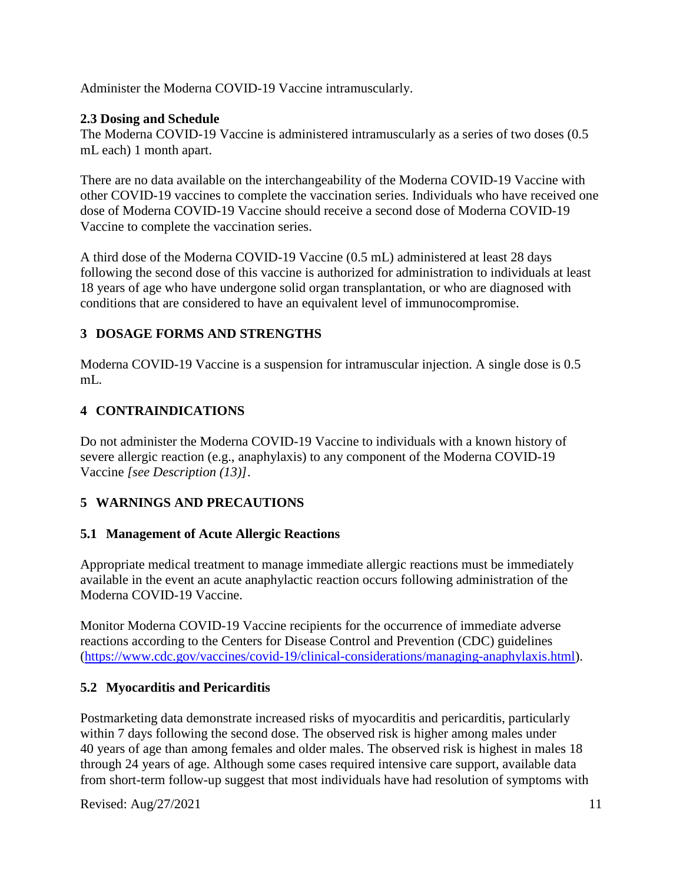Administer the Moderna COVID-19 Vaccine intramuscularly.

### 2.3 Dosing and Schedule

The Moderna COVID-19 Vaccine is administered intramuscularly as a series of two doses (0.5 mL each) 1 month apart.

There are no data available on the interchangeability of the Moderna COVID-19 Vaccine with other COVID-19 vaccines to complete the vaccination series. Individuals who have received one dose of Moderna COVID-19 Vaccine should receive a second dose of Moderna COVID-19 Vaccine to complete the vaccination series.

A third dose of the Moderna COVID-19 Vaccine (0.5 mL) administered at least 28 days following the second dose of this vaccine is authorized for administration to individuals at least 18 years of age who have undergone solid organ transplantation, or who are diagnosed with conditions that are considered to have an equivalent level of immunocompromise.

## 3 DOSAGE FORMS AND STRENGTHS

Moderna COVID-19 Vaccine is a suspension for intramuscular injection. A single dose is 0.5 mL.

## 4 CONTRAINDICATIONS

Do not administer the Moderna COVID-19 Vaccine to individuals with a known history of severe allergic reaction (e.g., anaphylaxis) to any component of the Moderna COVID-19 Vaccine *[see Description (13)]*.

## 5 WARNINGS AND PRECAUTIONS

### 5.1 Management of Acute Allergic Reactions

Appropriate medical treatment to manage immediate allergic reactions must be immediately available in the event an acute anaphylactic reaction occurs following administration of the Moderna COVID-19 Vaccine.

Monitor Moderna COVID-19 Vaccine recipients for the occurrence of immediate adverse reactions according to the Centers for Disease Control and Prevention (CDC) guidelines (https://www.cdc.gov/vaccines/covid-19/clinical-considerations/managing-anaphylaxis.html).

### 5.2 Myocarditis and Pericarditis

Postmarketing data demonstrate increased risks of myocarditis and pericarditis, particularly within 7 days following the second dose. The observed risk is higher among males under 40 years of age than among females and older males. The observed risk is highest in males 18 through 24 years of age. Although some cases required intensive care support, available data from short-term follow-up suggest that most individuals have had resolution of symptoms with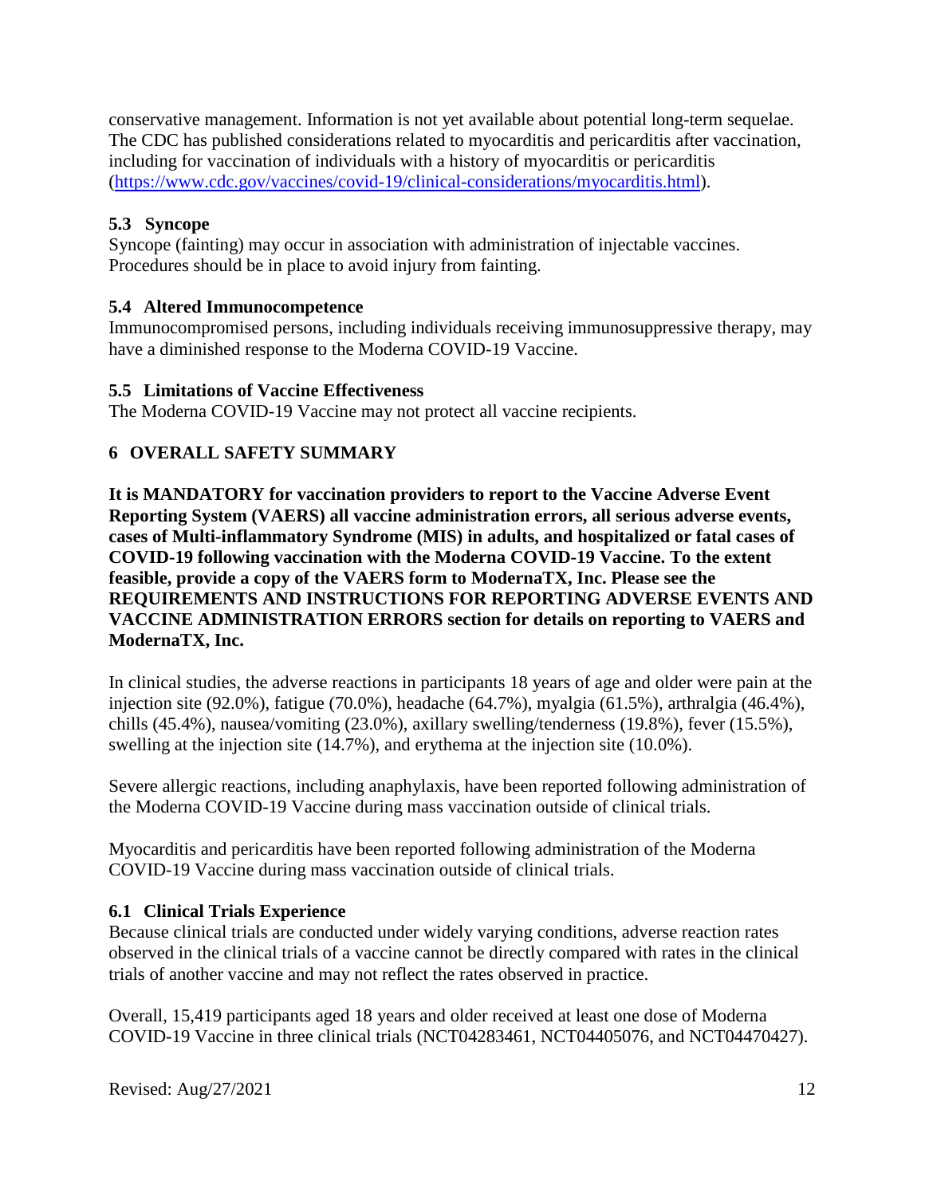conservative management. Information is not yet available about potential long-term sequelae. The CDC has published considerations related to myocarditis and pericarditis after vaccination, including for vaccination of individuals with a history of myocarditis or pericarditis (https://www.cdc.gov/vaccines/covid-19/clinical-considerations/myocarditis.html).

### 5.3 Syncope

Syncope (fainting) may occur in association with administration of injectable vaccines. Procedures should be in place to avoid injury from fainting.

### 5.4 Altered Immunocompetence

Immunocompromised persons, including individuals receiving immunosuppressive therapy, may have a diminished response to the Moderna COVID-19 Vaccine.

### 5.5 Limitations of Vaccine Effectiveness

The Moderna COVID-19 Vaccine may not protect all vaccine recipients.

## 6 OVERALL SAFETY SUMMARY

**It is MANDATORY for vaccination providers to report to the Vaccine Adverse Event Reporting System (VAERS) all vaccine administration errors, all serious adverse events, cases of Multi-inflammatory Syndrome (MIS) in adults, and hospitalized or fatal cases of COVID-19 following vaccination with the Moderna COVID-19 Vaccine. To the extent feasible, provide a copy of the VAERS form to ModernaTX, Inc. Please see the REQUIREMENTS AND INSTRUCTIONS FOR REPORTING ADVERSE EVENTS AND VACCINE ADMINISTRATION ERRORS section for details on reporting to VAERS and ModernaTX, Inc.**

In clinical studies, the adverse reactions in participants 18 years of age and older were pain at the injection site (92.0%), fatigue (70.0%), headache (64.7%), myalgia (61.5%), arthralgia (46.4%), chills (45.4%), nausea/vomiting (23.0%), axillary swelling/tenderness (19.8%), fever (15.5%), swelling at the injection site (14.7%), and erythema at the injection site (10.0%).

Severe allergic reactions, including anaphylaxis, have been reported following administration of the Moderna COVID-19 Vaccine during mass vaccination outside of clinical trials.

Myocarditis and pericarditis have been reported following administration of the Moderna COVID-19 Vaccine during mass vaccination outside of clinical trials.

### 6.1 Clinical Trials Experience

Because clinical trials are conducted under widely varying conditions, adverse reaction rates observed in the clinical trials of a vaccine cannot be directly compared with rates in the clinical trials of another vaccine and may not reflect the rates observed in practice.

Overall, 15,419 participants aged 18 years and older received at least one dose of Moderna COVID-19 Vaccine in three clinical trials (NCT04283461, NCT04405076, and NCT04470427).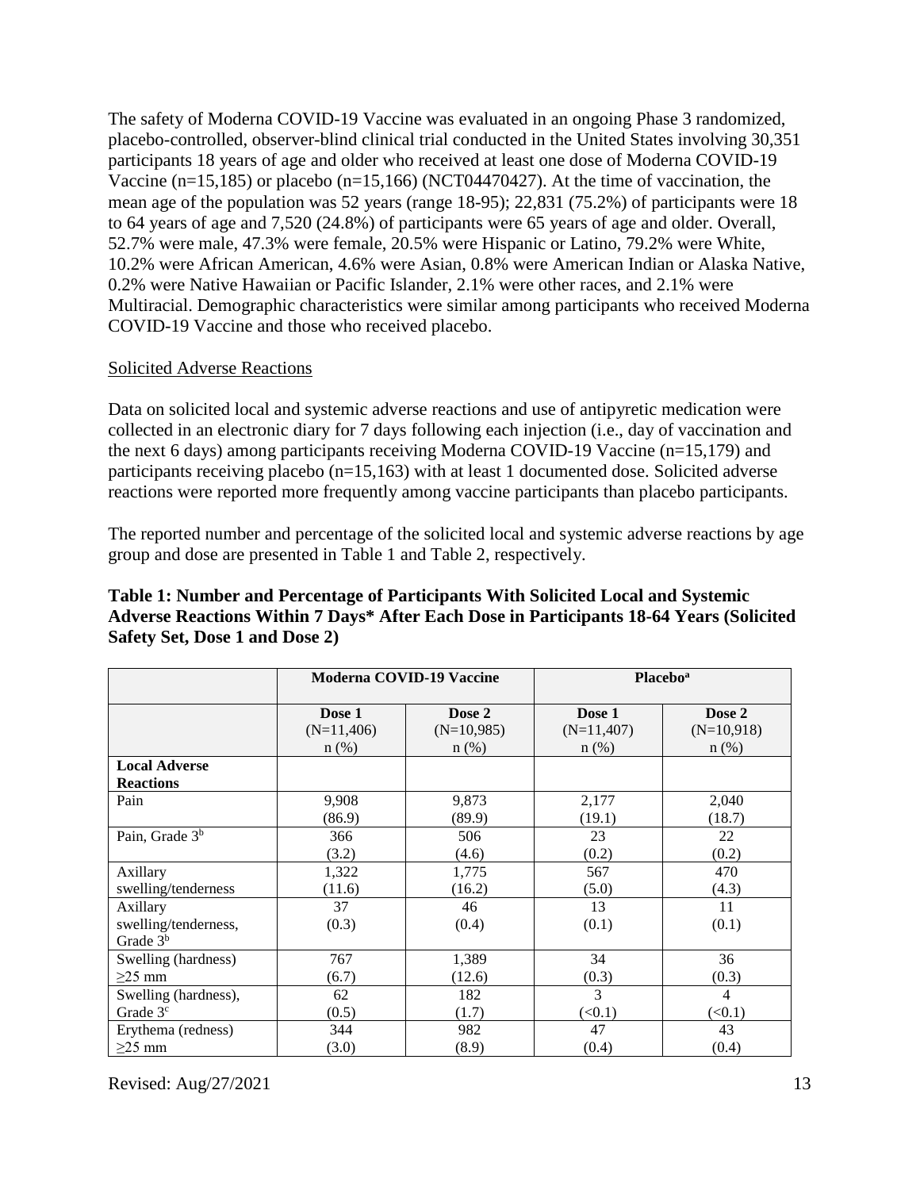The safety of Moderna COVID-19 Vaccine was evaluated in an ongoing Phase 3 randomized, placebo-controlled, observer-blind clinical trial conducted in the United States involving 30,351 participants 18 years of age and older who received at least one dose of Moderna COVID-19 Vaccine (n=15,185) or placebo (n=15,166) (NCT04470427). At the time of vaccination, the mean age of the population was 52 years (range 18-95); 22,831 (75.2%) of participants were 18 to 64 years of age and 7,520 (24.8%) of participants were 65 years of age and older. Overall, 52.7% were male, 47.3% were female, 20.5% were Hispanic or Latino, 79.2% were White, 10.2% were African American, 4.6% were Asian, 0.8% were American Indian or Alaska Native, 0.2% were Native Hawaiian or Pacific Islander, 2.1% were other races, and 2.1% were Multiracial. Demographic characteristics were similar among participants who received Moderna COVID-19 Vaccine and those who received placebo.

Solicited Adverse Reactions

Data on solicited local and systemic adverse reactions and use of antipyretic medication were collected in an electronic diary for 7 days following each injection (i.e., day of vaccination and the next 6 days) among participants receiving Moderna COVID-19 Vaccine (n=15,179) and participants receiving placebo (n=15,163) with at least 1 documented dose. Solicited adverse reactions were reported more frequently among vaccine participants than placebo participants.

The reported number and percentage of the solicited local and systemic adverse reactions by age group and dose are presented in Table 1 and Table 2, respectively.

**Table 1: Number and Percentage of Participants With Solicited Local and Systemic Adverse Reactions Within 7 Days\* After Each Dose in Participants 18-64 Years (Solicited Safety Set, Dose 1 and Dose 2)**

| | Moderna COVID-19 Vaccine | | Placebo[a] | |
|---|---|---|---|---|
| | Dose 1 (N=11,406) n (%) | Dose 2 (N=10,985) n (%) | Dose 1 (N=11,407) n (%) | Dose 2 (N=10,918) n (%) |
| **Local Adverse Reactions** | | | | |
| Pain | 9,908 (86.9) | 9,873 (89.9) | 2,177 (19.1) | 2,040 (18.7) |
| Pain, Grade 3[b] | 366 (3.2) | 506 (4.6) | 23 (0.2) | 22 (0.2) |
| Axillary swelling/tenderness | 1,322 (11.6) | 1,775 (16.2) | 567 (5.0) | 470 (4.3) |
| Axillary swelling/tenderness, Grade 3[b] | 37 (0.3) | 46 (0.4) | 13 (0.1) | 11 (0.1) |
| Swelling (hardness) ≥25 mm | 767 (6.7) | 1,389 (12.6) | 34 (0.3) | 36 (0.3) |
| Swelling (hardness), Grade 3[c] | 62 (0.5) | 182 (1.7) | 3 (<0.1) | 4 (<0.1) |
| Erythema (redness) ≥25 mm | 344 (3.0) | 982 (8.9) | 47 (0.4) | 43 (0.4) |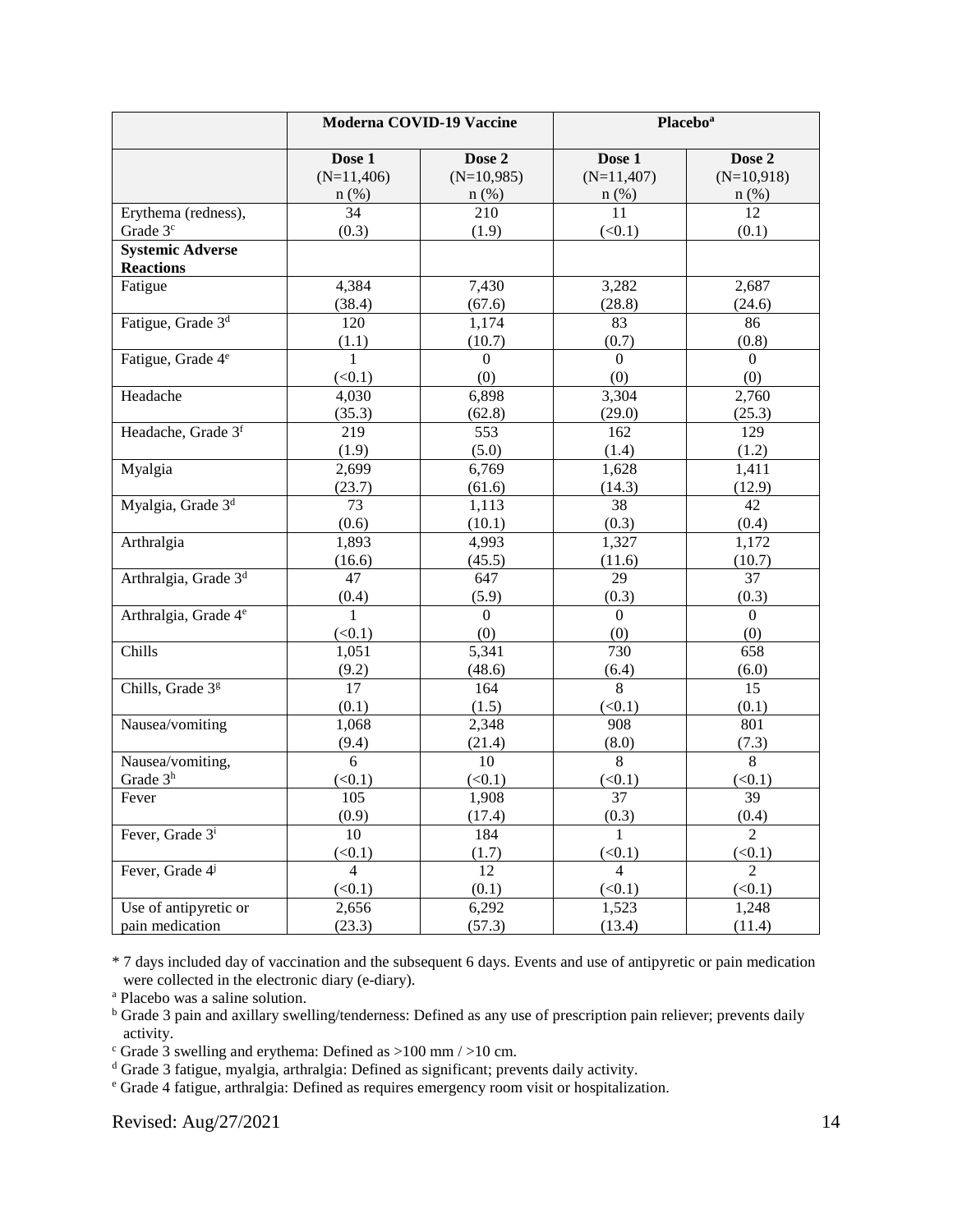| | Moderna COVID-19 Vaccine | | Placebo[a] | |
|---|---|---|---|---|
| | Dose 1 (N=11,406) n (%) | Dose 2 (N=10,985) n (%) | Dose 1 (N=11,407) n (%) | Dose 2 (N=10,918) n (%) |
| Erythema (redness), Grade 3[c] | 34 (0.3) | 210 (1.9) | 11 (<0.1) | 12 (0.1) |
| **Systemic Adverse Reactions** | | | | |
| Fatigue | 4,384 (38.4) | 7,430 (67.6) | 3,282 (28.8) | 2,687 (24.6) |
| Fatigue, Grade 3[d] | 120 (1.1) | 1,174 (10.7) | 83 (0.7) | 86 (0.8) |
| Fatigue, Grade 4[e] | 1 (<0.1) | 0 (0) | 0 (0) | 0 (0) |
| Headache | 4,030 (35.3) | 6,898 (62.8) | 3,304 (29.0) | 2,760 (25.3) |
| Headache, Grade 3[f] | 219 (1.9) | 553 (5.0) | 162 (1.4) | 129 (1.2) |
| Myalgia | 2,699 (23.7) | 6,769 (61.6) | 1,628 (14.3) | 1,411 (12.9) |
| Myalgia, Grade 3[d] | 73 (0.6) | 1,113 (10.1) | 38 (0.3) | 42 (0.4) |
| Arthralgia | 1,893 (16.6) | 4,993 (45.5) | 1,327 (11.6) | 1,172 (10.7) |
| Arthralgia, Grade 3[d] | 47 (0.4) | 647 (5.9) | 29 (0.3) | 37 (0.3) |
| Arthralgia, Grade 4[e] | 1 (<0.1) | 0 (0) | 0 (0) | 0 (0) |
| Chills | 1,051 (9.2) | 5,341 (48.6) | 730 (6.4) | 658 (6.0) |
| Chills, Grade 3[g] | 17 (0.1) | 164 (1.5) | 8 (<0.1) | 15 (0.1) |
| Nausea/vomiting | 1,068 (9.4) | 2,348 (21.4) | 908 (8.0) | 801 (7.3) |
| Nausea/vomiting, Grade 3[h] | 6 (<0.1) | 10 (<0.1) | 8 (<0.1) | 8 (<0.1) |
| Fever | 105 (0.9) | 1,908 (17.4) | 37 (0.3) | 39 (0.4) |
| Fever, Grade 3[i] | 10 (<0.1) | 184 (1.7) | 1 (<0.1) | 2 (<0.1) |
| Fever, Grade 4[j] | 4 (<0.1) | 12 (0.1) | 4 (<0.1) | 2 (<0.1) |
| Use of antipyretic or pain medication | 2,656 (23.3) | 6,292 (57.3) | 1,523 (13.4) | 1,248 (11.4) |

* 7 days included day of vaccination and the subsequent 6 days. Events and use of antipyretic or pain medication were collected in the electronic diary (e-diary).

[a] Placebo was a saline solution.

[b] Grade 3 pain and axillary swelling/tenderness: Defined as any use of prescription pain reliever; prevents daily activity.

[c] Grade 3 swelling and erythema: Defined as >100 mm / >10 cm.

[d] Grade 3 fatigue, myalgia, arthralgia: Defined as significant; prevents daily activity.

[e] Grade 4 fatigue, arthralgia: Defined as requires emergency room visit or hospitalization.

Revised: Aug/27/2021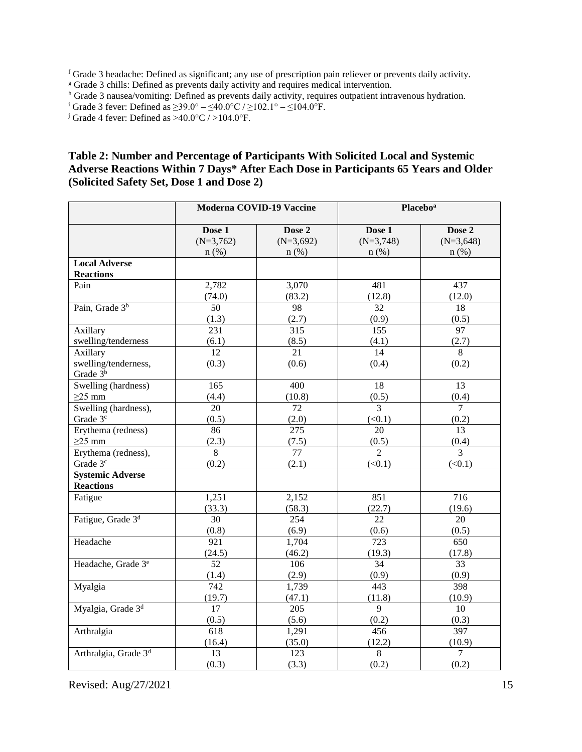[f] Grade 3 headache: Defined as significant; any use of prescription pain reliever or prevents daily activity.
[g] Grade 3 chills: Defined as prevents daily activity and requires medical intervention.
[h] Grade 3 nausea/vomiting: Defined as prevents daily activity, requires outpatient intravenous hydration.
[i] Grade 3 fever: Defined as ≥39.0° – ≤40.0°C / ≥102.1° – ≤104.0°F.
[j] Grade 4 fever: Defined as >40.0°C / >104.0°F.

**Table 2: Number and Percentage of Participants With Solicited Local and Systemic Adverse Reactions Within 7 Days* After Each Dose in Participants 65 Years and Older (Solicited Safety Set, Dose 1 and Dose 2)**

| | Moderna COVID-19 Vaccine | | Placebo[a] | |
|---|---|---|---|---|
| | Dose 1 (N=3,762) n (%) | Dose 2 (N=3,692) n (%) | Dose 1 (N=3,748) n (%) | Dose 2 (N=3,648) n (%) |
| **Local Adverse Reactions** | | | | |
| Pain | 2,782 (74.0) | 3,070 (83.2) | 481 (12.8) | 437 (12.0) |
| Pain, Grade 3[b] | 50 (1.3) | 98 (2.7) | 32 (0.9) | 18 (0.5) |
| Axillary swelling/tenderness | 231 (6.1) | 315 (8.5) | 155 (4.1) | 97 (2.7) |
| Axillary swelling/tenderness, Grade 3[b] | 12 (0.3) | 21 (0.6) | 14 (0.4) | 8 (0.2) |
| Swelling (hardness) ≥25 mm | 165 (4.4) | 400 (10.8) | 18 (0.5) | 13 (0.4) |
| Swelling (hardness), Grade 3[c] | 20 (0.5) | 72 (2.0) | 3 (<0.1) | 7 (0.2) |
| Erythema (redness) ≥25 mm | 86 (2.3) | 275 (7.5) | 20 (0.5) | 13 (0.4) |
| Erythema (redness), Grade 3[c] | 8 (0.2) | 77 (2.1) | 2 (<0.1) | 3 (<0.1) |
| **Systemic Adverse Reactions** | | | | |
| Fatigue | 1,251 (33.3) | 2,152 (58.3) | 851 (22.7) | 716 (19.6) |
| Fatigue, Grade 3[d] | 30 (0.8) | 254 (6.9) | 22 (0.6) | 20 (0.5) |
| Headache | 921 (24.5) | 1,704 (46.2) | 723 (19.3) | 650 (17.8) |
| Headache, Grade 3[e] | 52 (1.4) | 106 (2.9) | 34 (0.9) | 33 (0.9) |
| Myalgia | 742 (19.7) | 1,739 (47.1) | 443 (11.8) | 398 (10.9) |
| Myalgia, Grade 3[d] | 17 (0.5) | 205 (5.6) | 9 (0.2) | 10 (0.3) |
| Arthralgia | 618 (16.4) | 1,291 (35.0) | 456 (12.2) | 397 (10.9) |
| Arthralgia, Grade 3[d] | 13 (0.3) | 123 (3.3) | 8 (0.2) | 7 (0.2) |

Revised: Aug/27/2021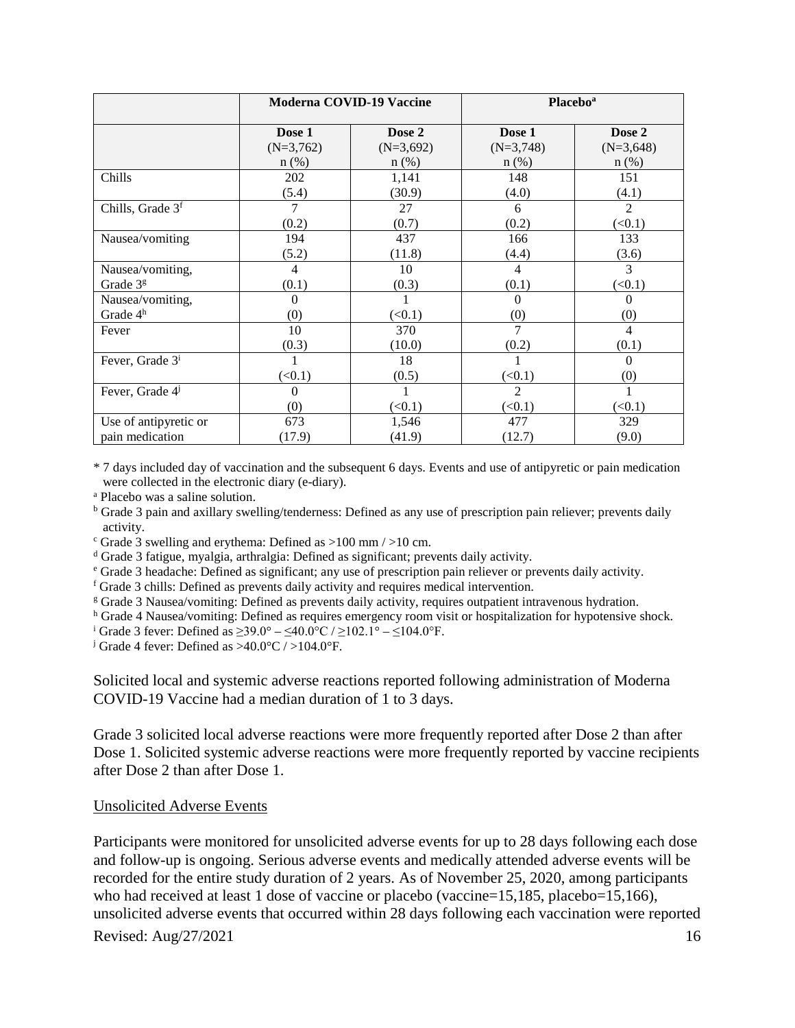| | Moderna COVID-19 Vaccine | | Placebo[a] | |
|---|---|---|---|---|
| | Dose 1 (N=3,762) n (%) | Dose 2 (N=3,692) n (%) | Dose 1 (N=3,748) n (%) | Dose 2 (N=3,648) n (%) |
| Chills | 202 (5.4) | 1,141 (30.9) | 148 (4.0) | 151 (4.1) |
| Chills, Grade 3[f] | 7 (0.2) | 27 (0.7) | 6 (0.2) | 2 (<0.1) |
| Nausea/vomiting | 194 (5.2) | 437 (11.8) | 166 (4.4) | 133 (3.6) |
| Nausea/vomiting, Grade 3[g] | 4 (0.1) | 10 (0.3) | 4 (0.1) | 3 (<0.1) |
| Nausea/vomiting, Grade 4[h] | 0 (0) | 1 (<0.1) | 0 (0) | 0 (0) |
| Fever | 10 (0.3) | 370 (10.0) | 7 (0.2) | 4 (0.1) |
| Fever, Grade 3[i] | 1 (<0.1) | 18 (0.5) | 1 (<0.1) | 0 (0) |
| Fever, Grade 4[j] | 0 (0) | 1 (<0.1) | 2 (<0.1) | 1 (<0.1) |
| Use of antipyretic or pain medication | 673 (17.9) | 1,546 (41.9) | 477 (12.7) | 329 (9.0) |

* 7 days included day of vaccination and the subsequent 6 days. Events and use of antipyretic or pain medication were collected in the electronic diary (e-diary).

[a] Placebo was a saline solution.

[b] Grade 3 pain and axillary swelling/tenderness: Defined as any use of prescription pain reliever; prevents daily activity.

[c] Grade 3 swelling and erythema: Defined as >100 mm / >10 cm.

[d] Grade 3 fatigue, myalgia, arthralgia: Defined as significant; prevents daily activity.

[e] Grade 3 headache: Defined as significant; any use of prescription pain reliever or prevents daily activity.

[f] Grade 3 chills: Defined as prevents daily activity and requires medical intervention.

[g] Grade 3 Nausea/vomiting: Defined as prevents daily activity, requires outpatient intravenous hydration.

[h] Grade 4 Nausea/vomiting: Defined as requires emergency room visit or hospitalization for hypotensive shock.

[i] Grade 3 fever: Defined as ≥39.0° – ≤40.0°C / ≥102.1° – ≤104.0°F.

[j] Grade 4 fever: Defined as >40.0°C / >104.0°F.

Solicited local and systemic adverse reactions reported following administration of Moderna COVID-19 Vaccine had a median duration of 1 to 3 days.

Grade 3 solicited local adverse reactions were more frequently reported after Dose 2 than after Dose 1. Solicited systemic adverse reactions were more frequently reported by vaccine recipients after Dose 2 than after Dose 1.

Unsolicited Adverse Events

Participants were monitored for unsolicited adverse events for up to 28 days following each dose and follow-up is ongoing. Serious adverse events and medically attended adverse events will be recorded for the entire study duration of 2 years. As of November 25, 2020, among participants who had received at least 1 dose of vaccine or placebo (vaccine=15,185, placebo=15,166), unsolicited adverse events that occurred within 28 days following each vaccination were reported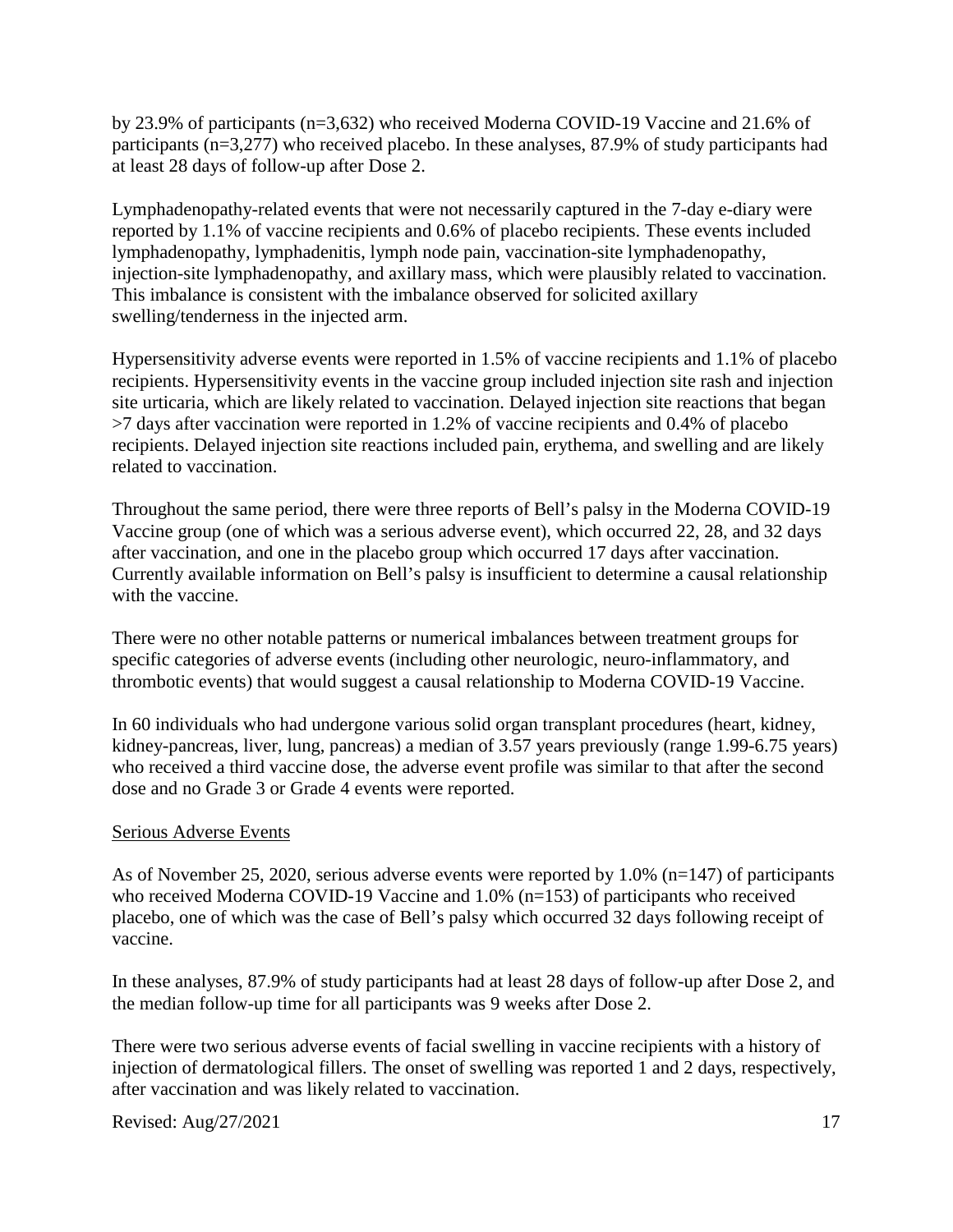by 23.9% of participants (n=3,632) who received Moderna COVID-19 Vaccine and 21.6% of participants (n=3,277) who received placebo. In these analyses, 87.9% of study participants had at least 28 days of follow-up after Dose 2.

Lymphadenopathy-related events that were not necessarily captured in the 7-day e-diary were reported by 1.1% of vaccine recipients and 0.6% of placebo recipients. These events included lymphadenopathy, lymphadenitis, lymph node pain, vaccination-site lymphadenopathy, injection-site lymphadenopathy, and axillary mass, which were plausibly related to vaccination. This imbalance is consistent with the imbalance observed for solicited axillary swelling/tenderness in the injected arm.

Hypersensitivity adverse events were reported in 1.5% of vaccine recipients and 1.1% of placebo recipients. Hypersensitivity events in the vaccine group included injection site rash and injection site urticaria, which are likely related to vaccination. Delayed injection site reactions that began >7 days after vaccination were reported in 1.2% of vaccine recipients and 0.4% of placebo recipients. Delayed injection site reactions included pain, erythema, and swelling and are likely related to vaccination.

Throughout the same period, there were three reports of Bell's palsy in the Moderna COVID-19 Vaccine group (one of which was a serious adverse event), which occurred 22, 28, and 32 days after vaccination, and one in the placebo group which occurred 17 days after vaccination. Currently available information on Bell's palsy is insufficient to determine a causal relationship with the vaccine.

There were no other notable patterns or numerical imbalances between treatment groups for specific categories of adverse events (including other neurologic, neuro-inflammatory, and thrombotic events) that would suggest a causal relationship to Moderna COVID-19 Vaccine.

In 60 individuals who had undergone various solid organ transplant procedures (heart, kidney, kidney-pancreas, liver, lung, pancreas) a median of 3.57 years previously (range 1.99-6.75 years) who received a third vaccine dose, the adverse event profile was similar to that after the second dose and no Grade 3 or Grade 4 events were reported.

Serious Adverse Events

As of November 25, 2020, serious adverse events were reported by 1.0% (n=147) of participants who received Moderna COVID-19 Vaccine and 1.0% (n=153) of participants who received placebo, one of which was the case of Bell's palsy which occurred 32 days following receipt of vaccine.

In these analyses, 87.9% of study participants had at least 28 days of follow-up after Dose 2, and the median follow-up time for all participants was 9 weeks after Dose 2.

There were two serious adverse events of facial swelling in vaccine recipients with a history of injection of dermatological fillers. The onset of swelling was reported 1 and 2 days, respectively, after vaccination and was likely related to vaccination.

Revised: Aug/27/2021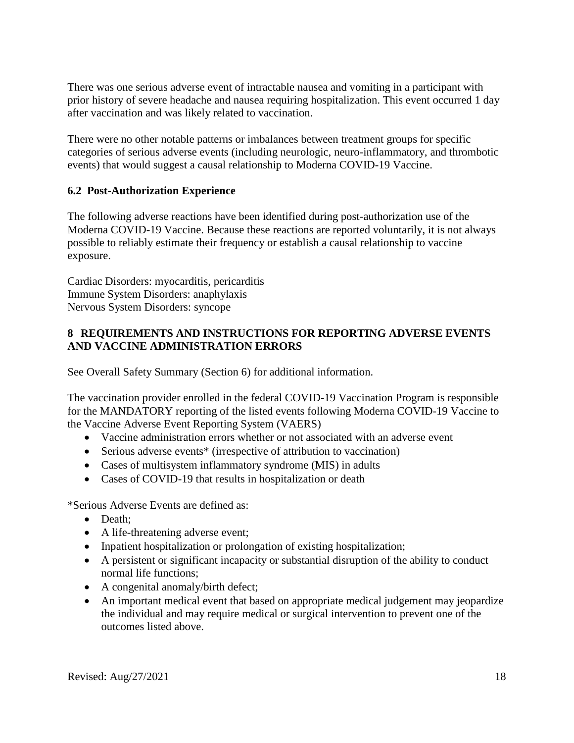There was one serious adverse event of intractable nausea and vomiting in a participant with prior history of severe headache and nausea requiring hospitalization. This event occurred 1 day after vaccination and was likely related to vaccination.

There were no other notable patterns or imbalances between treatment groups for specific categories of serious adverse events (including neurologic, neuro-inflammatory, and thrombotic events) that would suggest a causal relationship to Moderna COVID-19 Vaccine.

### 6.2 Post-Authorization Experience

The following adverse reactions have been identified during post-authorization use of the Moderna COVID-19 Vaccine. Because these reactions are reported voluntarily, it is not always possible to reliably estimate their frequency or establish a causal relationship to vaccine exposure.

Cardiac Disorders: myocarditis, pericarditis
Immune System Disorders: anaphylaxis
Nervous System Disorders: syncope

## 8 REQUIREMENTS AND INSTRUCTIONS FOR REPORTING ADVERSE EVENTS AND VACCINE ADMINISTRATION ERRORS

See Overall Safety Summary (Section 6) for additional information.

The vaccination provider enrolled in the federal COVID-19 Vaccination Program is responsible for the MANDATORY reporting of the listed events following Moderna COVID-19 Vaccine to the Vaccine Adverse Event Reporting System (VAERS)

- Vaccine administration errors whether or not associated with an adverse event
- Serious adverse events* (irrespective of attribution to vaccination)
- Cases of multisystem inflammatory syndrome (MIS) in adults
- Cases of COVID-19 that results in hospitalization or death

*Serious Adverse Events are defined as:

- Death;
- A life-threatening adverse event;
- Inpatient hospitalization or prolongation of existing hospitalization;
- A persistent or significant incapacity or substantial disruption of the ability to conduct normal life functions;
- A congenital anomaly/birth defect;
- An important medical event that based on appropriate medical judgement may jeopardize the individual and may require medical or surgical intervention to prevent one of the outcomes listed above.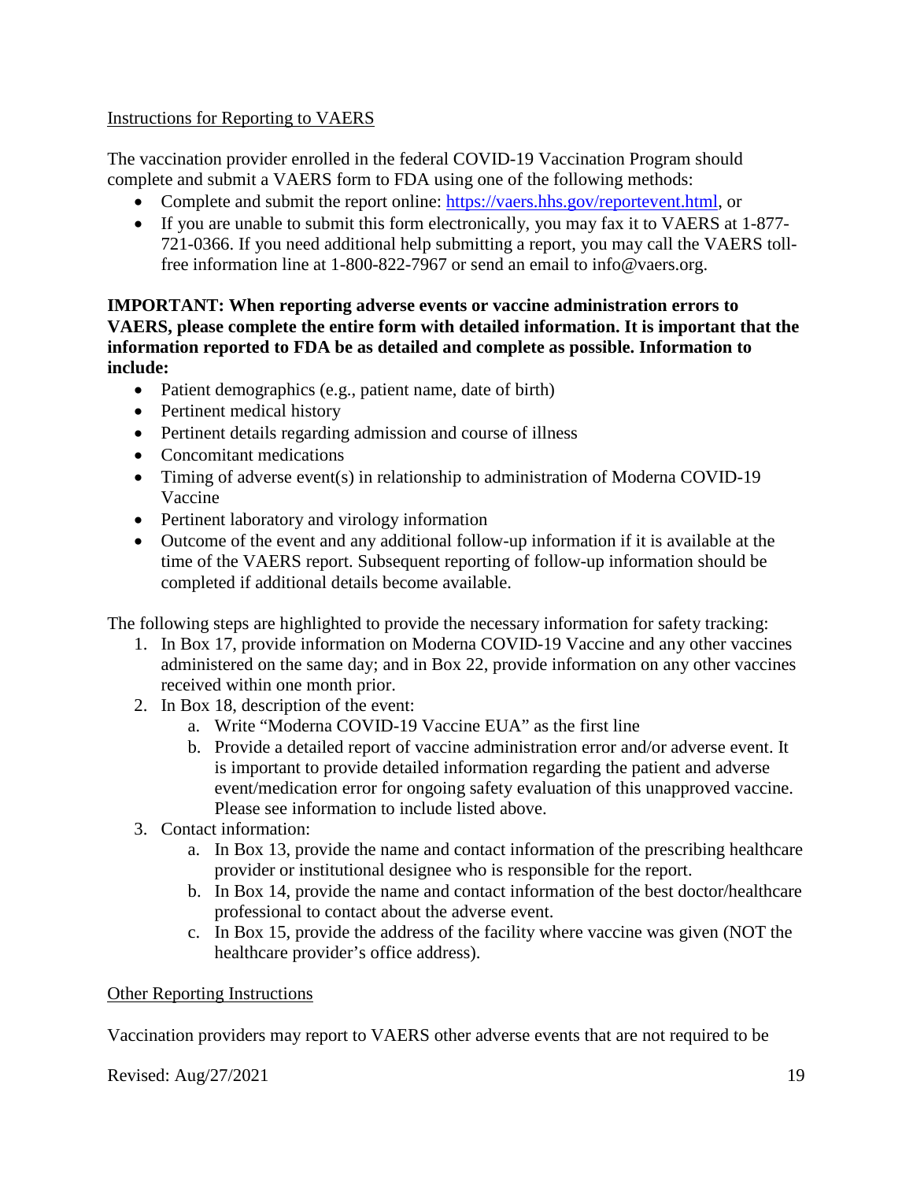Instructions for Reporting to VAERS

The vaccination provider enrolled in the federal COVID-19 Vaccination Program should complete and submit a VAERS form to FDA using one of the following methods:

- Complete and submit the report online: https://vaers.hhs.gov/reportevent.html, or
- If you are unable to submit this form electronically, you may fax it to VAERS at 1-877-721-0366. If you need additional help submitting a report, you may call the VAERS toll-free information line at 1-800-822-7967 or send an email to info@vaers.org.

**IMPORTANT: When reporting adverse events or vaccine administration errors to VAERS, please complete the entire form with detailed information. It is important that the information reported to FDA be as detailed and complete as possible. Information to include:**

- Patient demographics (e.g., patient name, date of birth)
- Pertinent medical history
- Pertinent details regarding admission and course of illness
- Concomitant medications
- Timing of adverse event(s) in relationship to administration of Moderna COVID-19 Vaccine
- Pertinent laboratory and virology information
- Outcome of the event and any additional follow-up information if it is available at the time of the VAERS report. Subsequent reporting of follow-up information should be completed if additional details become available.

The following steps are highlighted to provide the necessary information for safety tracking:

1. In Box 17, provide information on Moderna COVID-19 Vaccine and any other vaccines administered on the same day; and in Box 22, provide information on any other vaccines received within one month prior.
2. In Box 18, description of the event:
   a. Write "Moderna COVID-19 Vaccine EUA" as the first line
   b. Provide a detailed report of vaccine administration error and/or adverse event. It is important to provide detailed information regarding the patient and adverse event/medication error for ongoing safety evaluation of this unapproved vaccine. Please see information to include listed above.
3. Contact information:
   a. In Box 13, provide the name and contact information of the prescribing healthcare provider or institutional designee who is responsible for the report.
   b. In Box 14, provide the name and contact information of the best doctor/healthcare professional to contact about the adverse event.
   c. In Box 15, provide the address of the facility where vaccine was given (NOT the healthcare provider's office address).

Other Reporting Instructions

Vaccination providers may report to VAERS other adverse events that are not required to be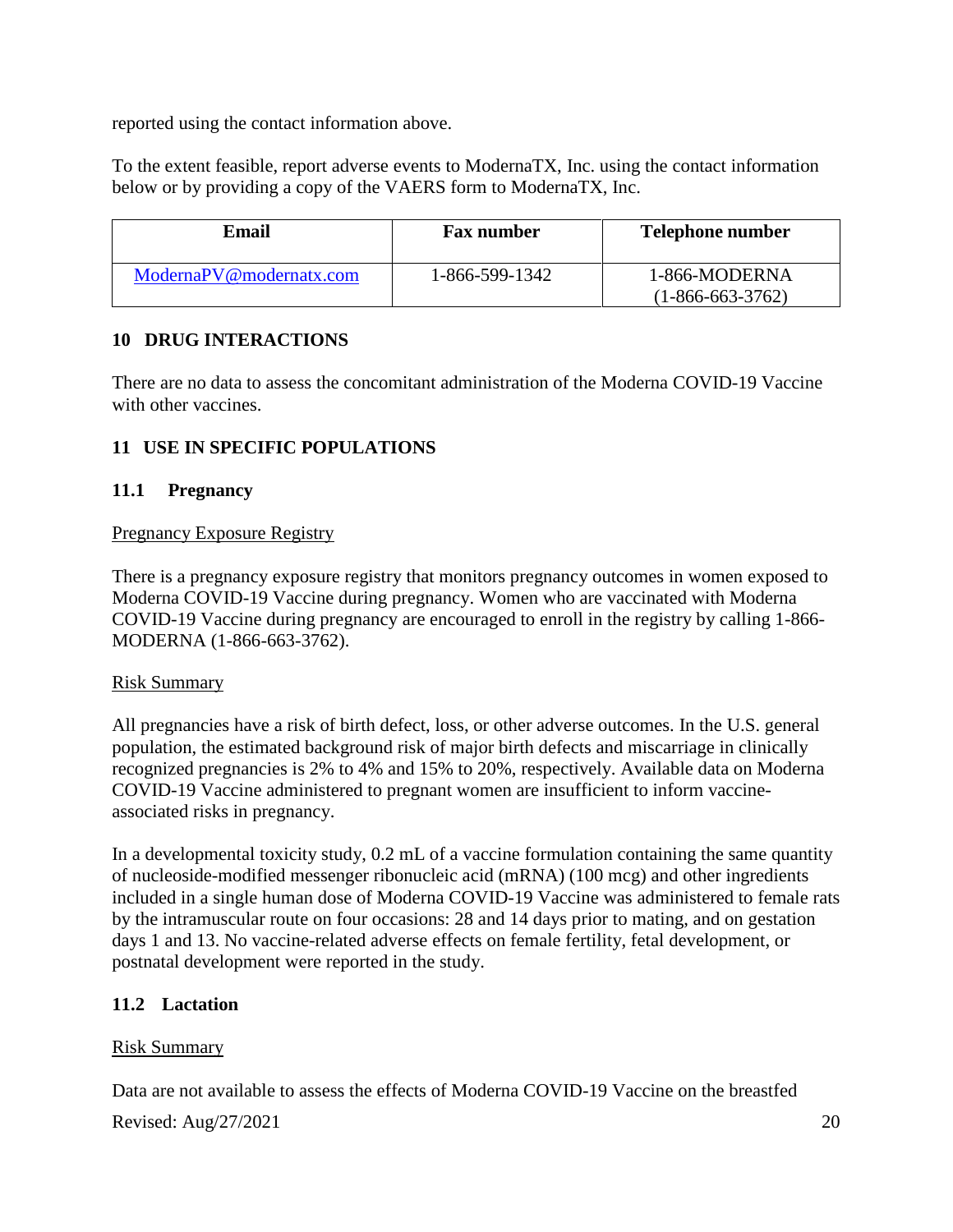reported using the contact information above.

To the extent feasible, report adverse events to ModernaTX, Inc. using the contact information below or by providing a copy of the VAERS form to ModernaTX, Inc.

| Email | Fax number | Telephone number |
|---|---|---|
| ModernaPV@modernatx.com | 1-866-599-1342 | 1-866-MODERNA (1-866-663-3762) |

## 10 DRUG INTERACTIONS

There are no data to assess the concomitant administration of the Moderna COVID-19 Vaccine with other vaccines.

## 11 USE IN SPECIFIC POPULATIONS

### 11.1 Pregnancy

Pregnancy Exposure Registry

There is a pregnancy exposure registry that monitors pregnancy outcomes in women exposed to Moderna COVID-19 Vaccine during pregnancy. Women who are vaccinated with Moderna COVID-19 Vaccine during pregnancy are encouraged to enroll in the registry by calling 1-866-MODERNA (1-866-663-3762).

Risk Summary

All pregnancies have a risk of birth defect, loss, or other adverse outcomes. In the U.S. general population, the estimated background risk of major birth defects and miscarriage in clinically recognized pregnancies is 2% to 4% and 15% to 20%, respectively. Available data on Moderna COVID-19 Vaccine administered to pregnant women are insufficient to inform vaccine-associated risks in pregnancy.

In a developmental toxicity study, 0.2 mL of a vaccine formulation containing the same quantity of nucleoside-modified messenger ribonucleic acid (mRNA) (100 mcg) and other ingredients included in a single human dose of Moderna COVID-19 Vaccine was administered to female rats by the intramuscular route on four occasions: 28 and 14 days prior to mating, and on gestation days 1 and 13. No vaccine-related adverse effects on female fertility, fetal development, or postnatal development were reported in the study.

### 11.2 Lactation

Risk Summary

Data are not available to assess the effects of Moderna COVID-19 Vaccine on the breastfed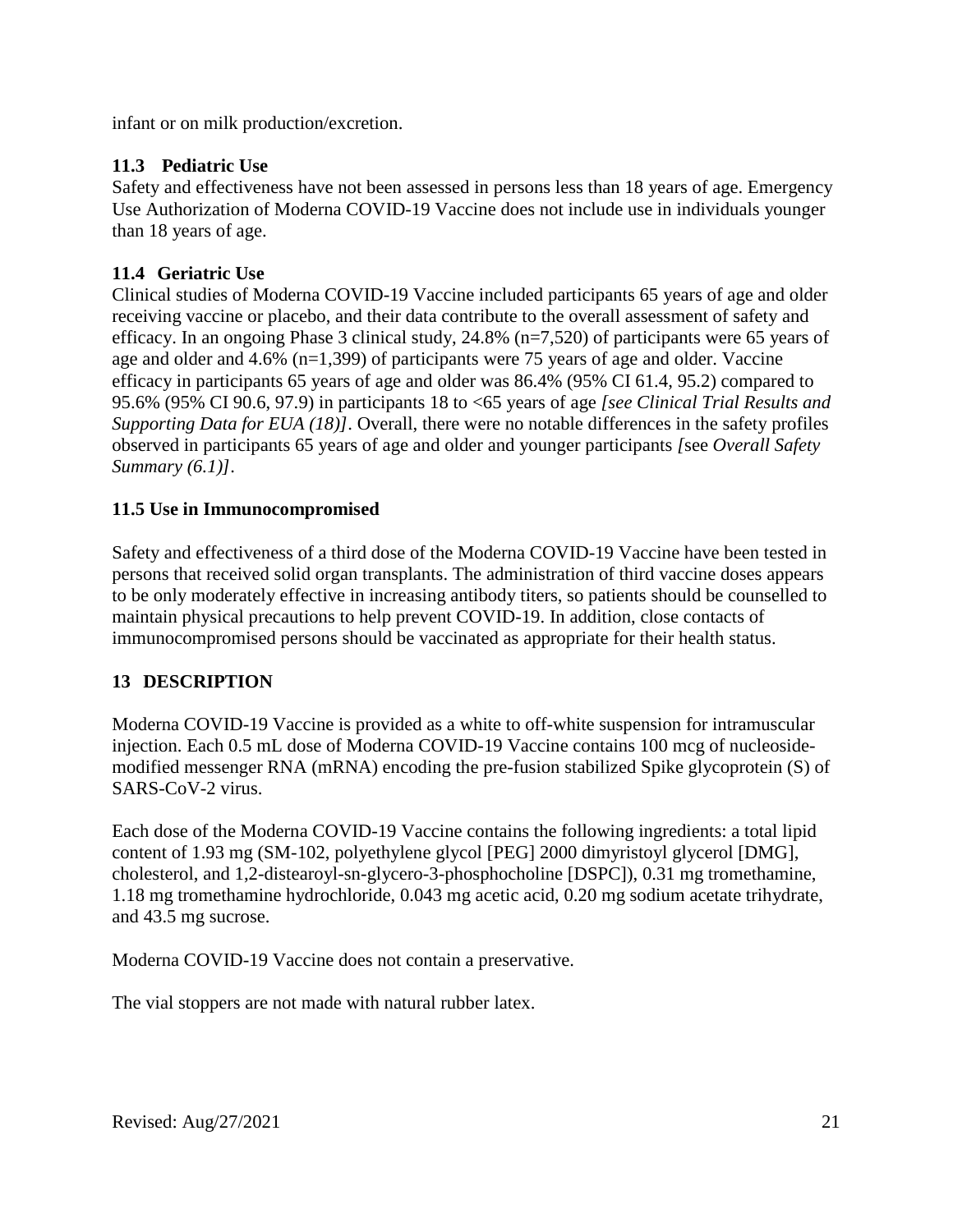infant or on milk production/excretion.

### 11.3 Pediatric Use

Safety and effectiveness have not been assessed in persons less than 18 years of age. Emergency Use Authorization of Moderna COVID-19 Vaccine does not include use in individuals younger than 18 years of age.

### 11.4 Geriatric Use

Clinical studies of Moderna COVID-19 Vaccine included participants 65 years of age and older receiving vaccine or placebo, and their data contribute to the overall assessment of safety and efficacy. In an ongoing Phase 3 clinical study, 24.8% (n=7,520) of participants were 65 years of age and older and 4.6% (n=1,399) of participants were 75 years of age and older. Vaccine efficacy in participants 65 years of age and older was 86.4% (95% CI 61.4, 95.2) compared to 95.6% (95% CI 90.6, 97.9) in participants 18 to <65 years of age *[see Clinical Trial Results and Supporting Data for EUA (18)]*. Overall, there were no notable differences in the safety profiles observed in participants 65 years of age and older and younger participants *[*see *Overall Safety Summary (6.1)]*.

### 11.5 Use in Immunocompromised

Safety and effectiveness of a third dose of the Moderna COVID-19 Vaccine have been tested in persons that received solid organ transplants. The administration of third vaccine doses appears to be only moderately effective in increasing antibody titers, so patients should be counselled to maintain physical precautions to help prevent COVID-19. In addition, close contacts of immunocompromised persons should be vaccinated as appropriate for their health status.

## 13 DESCRIPTION

Moderna COVID-19 Vaccine is provided as a white to off-white suspension for intramuscular injection. Each 0.5 mL dose of Moderna COVID-19 Vaccine contains 100 mcg of nucleoside-modified messenger RNA (mRNA) encoding the pre-fusion stabilized Spike glycoprotein (S) of SARS-CoV-2 virus.

Each dose of the Moderna COVID-19 Vaccine contains the following ingredients: a total lipid content of 1.93 mg (SM-102, polyethylene glycol [PEG] 2000 dimyristoyl glycerol [DMG], cholesterol, and 1,2-distearoyl-sn-glycero-3-phosphocholine [DSPC]), 0.31 mg tromethamine, 1.18 mg tromethamine hydrochloride, 0.043 mg acetic acid, 0.20 mg sodium acetate trihydrate, and 43.5 mg sucrose.

Moderna COVID-19 Vaccine does not contain a preservative.

The vial stoppers are not made with natural rubber latex.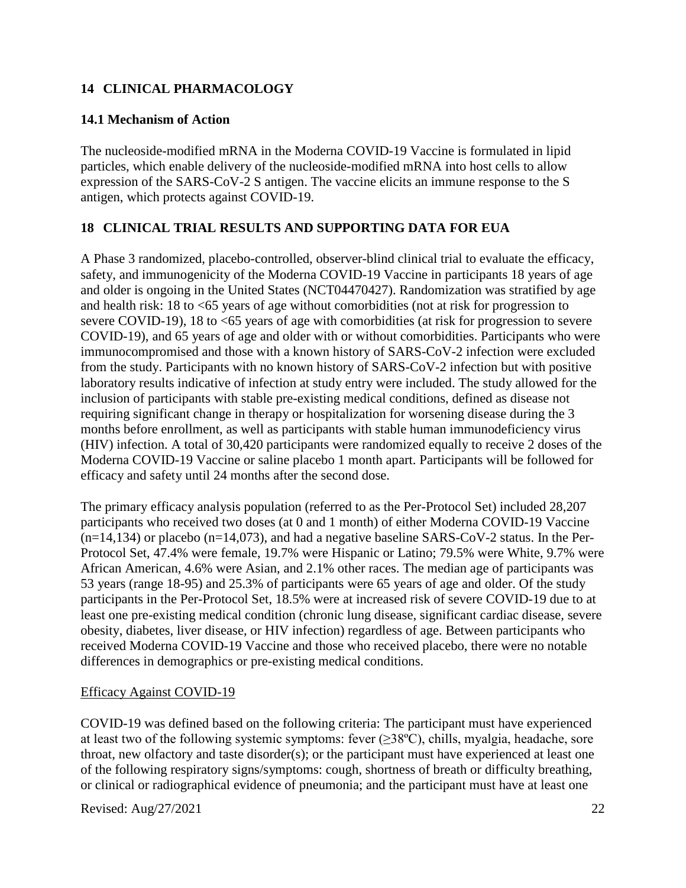## 14 CLINICAL PHARMACOLOGY

### 14.1 Mechanism of Action

The nucleoside-modified mRNA in the Moderna COVID-19 Vaccine is formulated in lipid particles, which enable delivery of the nucleoside-modified mRNA into host cells to allow expression of the SARS-CoV-2 S antigen. The vaccine elicits an immune response to the S antigen, which protects against COVID-19.

## 18 CLINICAL TRIAL RESULTS AND SUPPORTING DATA FOR EUA

A Phase 3 randomized, placebo-controlled, observer-blind clinical trial to evaluate the efficacy, safety, and immunogenicity of the Moderna COVID-19 Vaccine in participants 18 years of age and older is ongoing in the United States (NCT04470427). Randomization was stratified by age and health risk: 18 to <65 years of age without comorbidities (not at risk for progression to severe COVID-19), 18 to <65 years of age with comorbidities (at risk for progression to severe COVID-19), and 65 years of age and older with or without comorbidities. Participants who were immunocompromised and those with a known history of SARS-CoV-2 infection were excluded from the study. Participants with no known history of SARS-CoV-2 infection but with positive laboratory results indicative of infection at study entry were included. The study allowed for the inclusion of participants with stable pre-existing medical conditions, defined as disease not requiring significant change in therapy or hospitalization for worsening disease during the 3 months before enrollment, as well as participants with stable human immunodeficiency virus (HIV) infection. A total of 30,420 participants were randomized equally to receive 2 doses of the Moderna COVID-19 Vaccine or saline placebo 1 month apart. Participants will be followed for efficacy and safety until 24 months after the second dose.

The primary efficacy analysis population (referred to as the Per-Protocol Set) included 28,207 participants who received two doses (at 0 and 1 month) of either Moderna COVID-19 Vaccine (n=14,134) or placebo (n=14,073), and had a negative baseline SARS-CoV-2 status. In the Per-Protocol Set, 47.4% were female, 19.7% were Hispanic or Latino; 79.5% were White, 9.7% were African American, 4.6% were Asian, and 2.1% other races. The median age of participants was 53 years (range 18-95) and 25.3% of participants were 65 years of age and older. Of the study participants in the Per-Protocol Set, 18.5% were at increased risk of severe COVID-19 due to at least one pre-existing medical condition (chronic lung disease, significant cardiac disease, severe obesity, diabetes, liver disease, or HIV infection) regardless of age. Between participants who received Moderna COVID-19 Vaccine and those who received placebo, there were no notable differences in demographics or pre-existing medical conditions.

Efficacy Against COVID-19

COVID-19 was defined based on the following criteria: The participant must have experienced at least two of the following systemic symptoms: fever (≥38ºC), chills, myalgia, headache, sore throat, new olfactory and taste disorder(s); or the participant must have experienced at least one of the following respiratory signs/symptoms: cough, shortness of breath or difficulty breathing, or clinical or radiographical evidence of pneumonia; and the participant must have at least one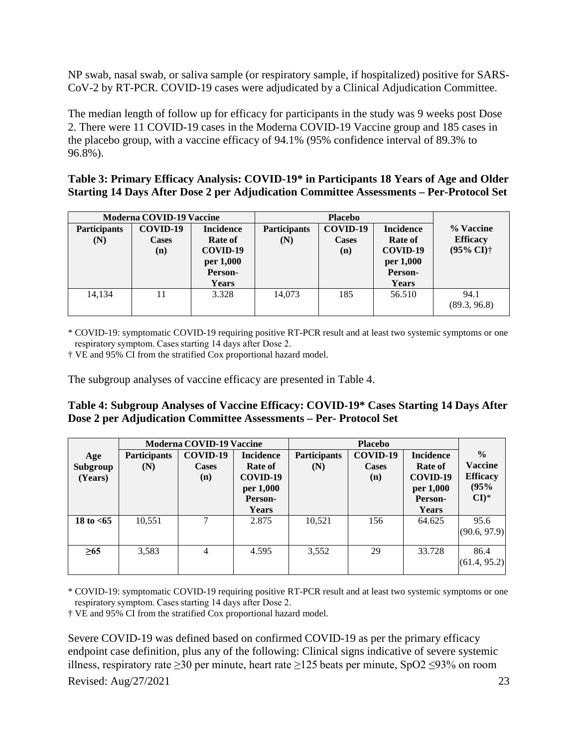NP swab, nasal swab, or saliva sample (or respiratory sample, if hospitalized) positive for SARS-CoV-2 by RT-PCR. COVID-19 cases were adjudicated by a Clinical Adjudication Committee.

The median length of follow up for efficacy for participants in the study was 9 weeks post Dose 2. There were 11 COVID-19 cases in the Moderna COVID-19 Vaccine group and 185 cases in the placebo group, with a vaccine efficacy of 94.1% (95% confidence interval of 89.3% to 96.8%).

**Table 3: Primary Efficacy Analysis: COVID-19* in Participants 18 Years of Age and Older Starting 14 Days After Dose 2 per Adjudication Committee Assessments – Per-Protocol Set**

| Moderna COVID-19 Vaccine | | | Placebo | | | |
|---|---|---|---|---|---|---|
| **Participants (N)** | **COVID-19 Cases (n)** | **Incidence Rate of COVID-19 per 1,000 Person-Years** | **Participants (N)** | **COVID-19 Cases (n)** | **Incidence Rate of COVID-19 per 1,000 Person-Years** | **% Vaccine Efficacy (95% CI)†** |
| 14,134 | 11 | 3.328 | 14,073 | 185 | 56.510 | 94.1 (89.3, 96.8) |

\* COVID-19: symptomatic COVID-19 requiring positive RT-PCR result and at least two systemic symptoms or one respiratory symptom. Cases starting 14 days after Dose 2.

† VE and 95% CI from the stratified Cox proportional hazard model.

The subgroup analyses of vaccine efficacy are presented in Table 4.

**Table 4: Subgroup Analyses of Vaccine Efficacy: COVID-19* Cases Starting 14 Days After Dose 2 per Adjudication Committee Assessments – Per- Protocol Set**

| | Moderna COVID-19 Vaccine | | | Placebo | | | |
|---|---|---|---|---|---|---|---|
| **Age Subgroup (Years)** | **Participants (N)** | **COVID-19 Cases (n)** | **Incidence Rate of COVID-19 per 1,000 Person-Years** | **Participants (N)** | **COVID-19 Cases (n)** | **Incidence Rate of COVID-19 per 1,000 Person-Years** | **% Vaccine Efficacy (95% CI)*** |
| **18 to <65** | 10,551 | 7 | 2.875 | 10,521 | 156 | 64.625 | 95.6 (90.6, 97.9) |
| **≥65** | 3,583 | 4 | 4.595 | 3,552 | 29 | 33.728 | 86.4 (61.4, 95.2) |

\* COVID-19: symptomatic COVID-19 requiring positive RT-PCR result and at least two systemic symptoms or one respiratory symptom. Cases starting 14 days after Dose 2.

† VE and 95% CI from the stratified Cox proportional hazard model.

Severe COVID-19 was defined based on confirmed COVID-19 as per the primary efficacy endpoint case definition, plus any of the following: Clinical signs indicative of severe systemic illness, respiratory rate ≥30 per minute, heart rate ≥125 beats per minute, $SpO_2$ ≤93% on room

Revised: Aug/27/2021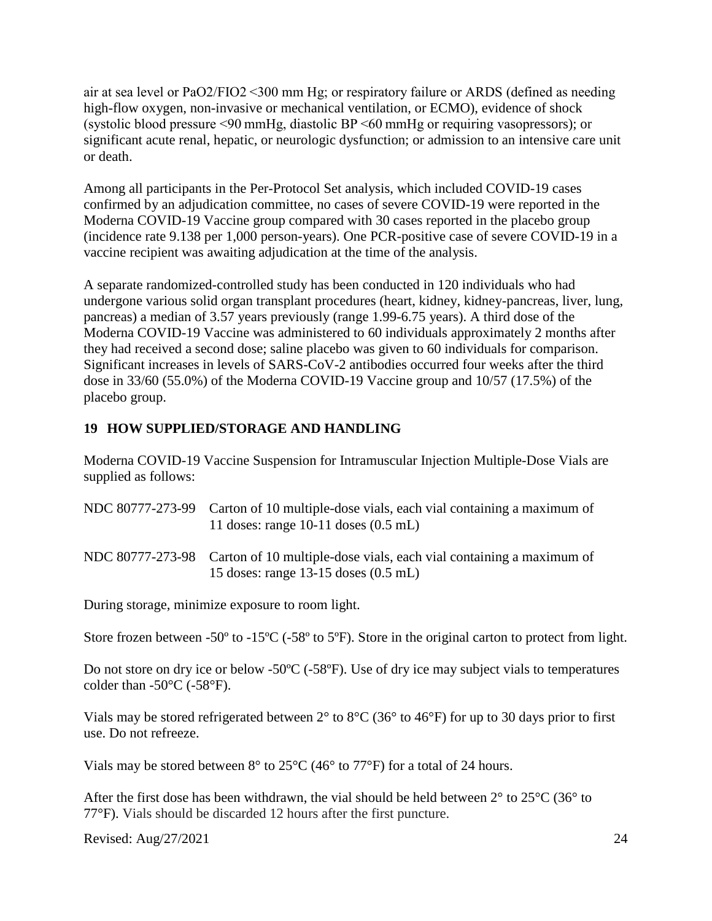air at sea level or PaO2/FIO2 <300 mm Hg; or respiratory failure or ARDS (defined as needing high-flow oxygen, non-invasive or mechanical ventilation, or ECMO), evidence of shock (systolic blood pressure <90 mmHg, diastolic BP <60 mmHg or requiring vasopressors); or significant acute renal, hepatic, or neurologic dysfunction; or admission to an intensive care unit or death.

Among all participants in the Per-Protocol Set analysis, which included COVID-19 cases confirmed by an adjudication committee, no cases of severe COVID-19 were reported in the Moderna COVID-19 Vaccine group compared with 30 cases reported in the placebo group (incidence rate 9.138 per 1,000 person-years). One PCR-positive case of severe COVID-19 in a vaccine recipient was awaiting adjudication at the time of the analysis.

A separate randomized-controlled study has been conducted in 120 individuals who had undergone various solid organ transplant procedures (heart, kidney, kidney-pancreas, liver, lung, pancreas) a median of 3.57 years previously (range 1.99-6.75 years). A third dose of the Moderna COVID-19 Vaccine was administered to 60 individuals approximately 2 months after they had received a second dose; saline placebo was given to 60 individuals for comparison. Significant increases in levels of SARS-CoV-2 antibodies occurred four weeks after the third dose in 33/60 (55.0%) of the Moderna COVID-19 Vaccine group and 10/57 (17.5%) of the placebo group.

## 19 HOW SUPPLIED/STORAGE AND HANDLING

Moderna COVID-19 Vaccine Suspension for Intramuscular Injection Multiple-Dose Vials are supplied as follows:

| | |
|---|---|
| NDC 80777-273-99 | Carton of 10 multiple-dose vials, each vial containing a maximum of 11 doses: range 10-11 doses (0.5 mL) |
| NDC 80777-273-98 | Carton of 10 multiple-dose vials, each vial containing a maximum of 15 doses: range 13-15 doses (0.5 mL) |

During storage, minimize exposure to room light.

Store frozen between -50º to -15ºC (-58º to 5ºF). Store in the original carton to protect from light.

Do not store on dry ice or below -50ºC (-58ºF). Use of dry ice may subject vials to temperatures colder than -50°C (-58°F).

Vials may be stored refrigerated between 2° to 8°C (36° to 46°F) for up to 30 days prior to first use. Do not refreeze.

Vials may be stored between 8° to 25°C (46° to 77°F) for a total of 24 hours.

After the first dose has been withdrawn, the vial should be held between 2° to 25°C (36° to 77°F). Vials should be discarded 12 hours after the first puncture.

Revised: Aug/27/2021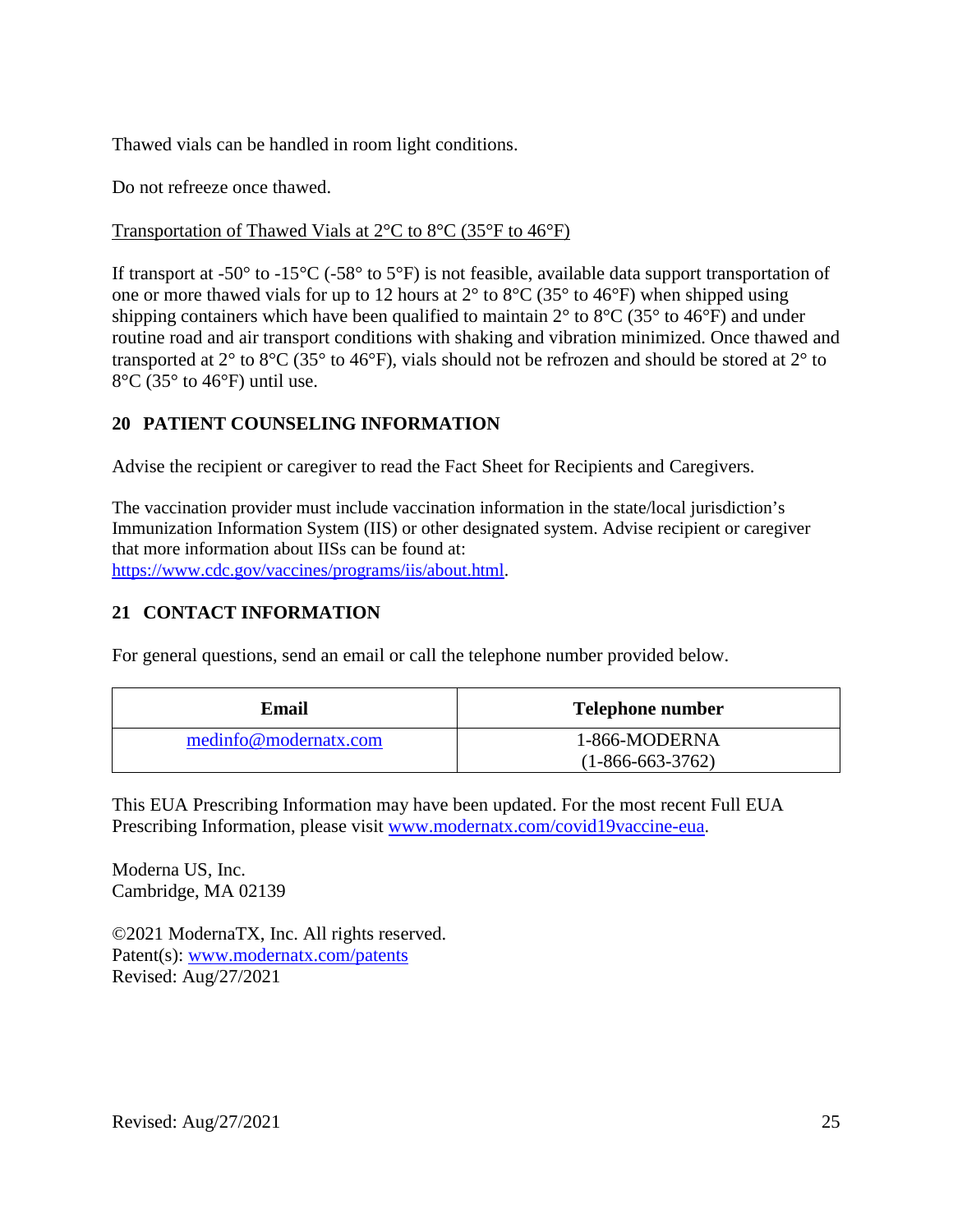Thawed vials can be handled in room light conditions.

Do not refreeze once thawed.

Transportation of Thawed Vials at 2°C to 8°C (35°F to 46°F)

If transport at -50° to -15°C (-58° to 5°F) is not feasible, available data support transportation of one or more thawed vials for up to 12 hours at 2° to 8°C (35° to 46°F) when shipped using shipping containers which have been qualified to maintain 2° to 8°C (35° to 46°F) and under routine road and air transport conditions with shaking and vibration minimized. Once thawed and transported at 2° to 8°C (35° to 46°F), vials should not be refrozen and should be stored at 2° to 8°C (35° to 46°F) until use.

## 20 PATIENT COUNSELING INFORMATION

Advise the recipient or caregiver to read the Fact Sheet for Recipients and Caregivers.

The vaccination provider must include vaccination information in the state/local jurisdiction's Immunization Information System (IIS) or other designated system. Advise recipient or caregiver that more information about IISs can be found at: https://www.cdc.gov/vaccines/programs/iis/about.html.

## 21 CONTACT INFORMATION

For general questions, send an email or call the telephone number provided below.

| Email | Telephone number |
|---|---|
| medinfo@modernatx.com | 1-866-MODERNA (1-866-663-3762) |

This EUA Prescribing Information may have been updated. For the most recent Full EUA Prescribing Information, please visit www.modernatx.com/covid19vaccine-eua.

Moderna US, Inc.
Cambridge, MA 02139

©2021 ModernaTX, Inc. All rights reserved.
Patent(s): www.modernatx.com/patents
Revised: Aug/27/2021